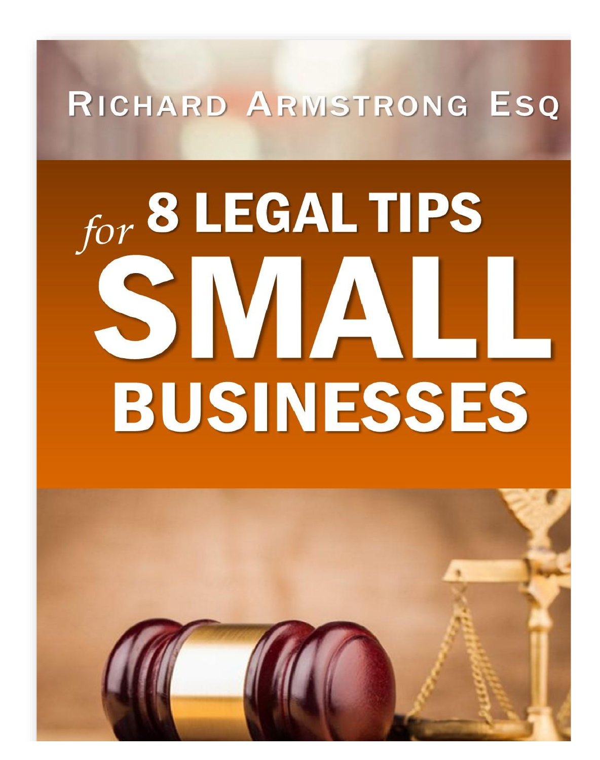RICHARD ARMSTRONG ESQ

# *for* 8 LEGAL TIPS SMALL BUSINESSES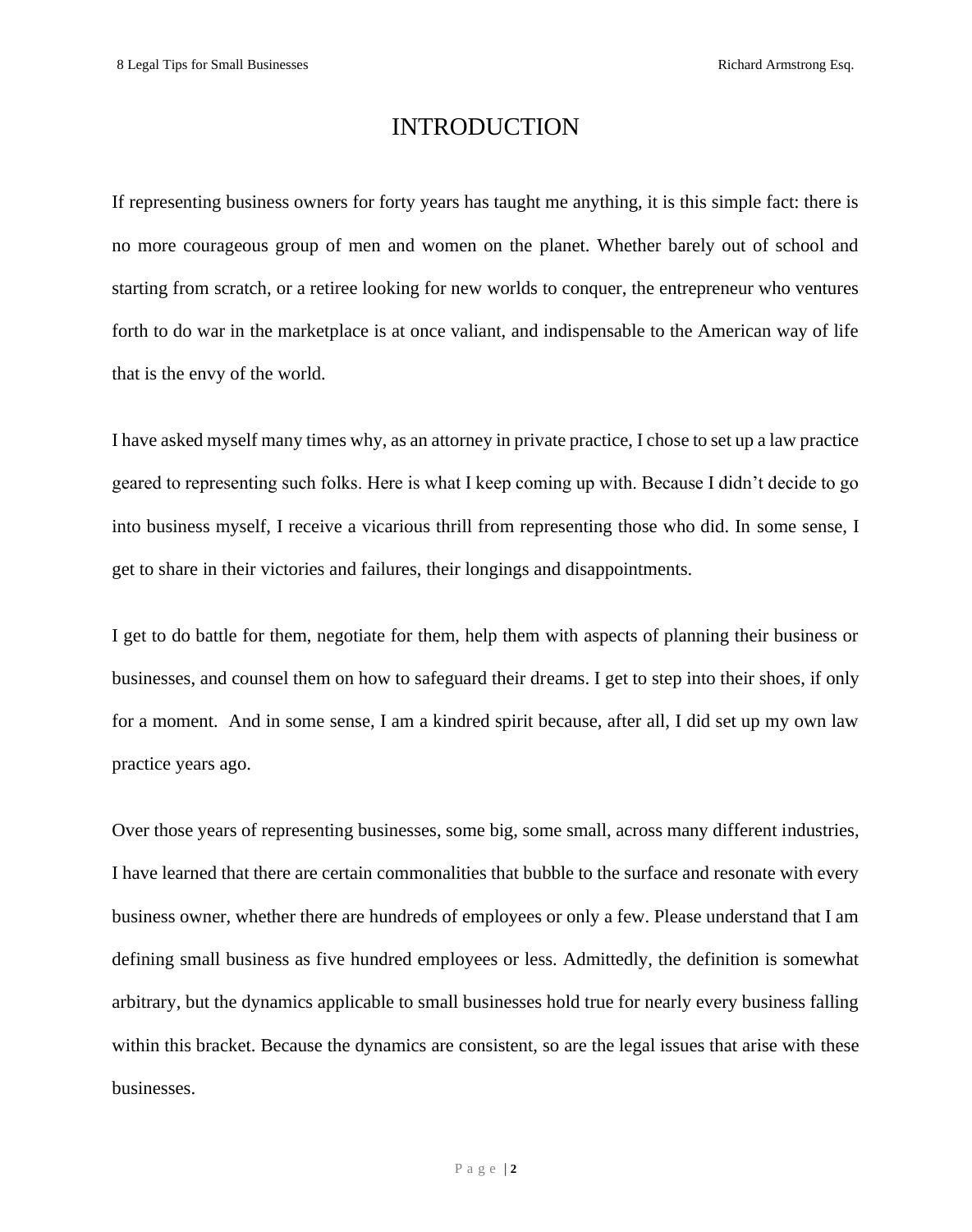# INTRODUCTION

If representing business owners for forty years has taught me anything, it is this simple fact: there is no more courageous group of men and women on the planet. Whether barely out of school and starting from scratch, or a retiree looking for new worlds to conquer, the entrepreneur who ventures forth to do war in the marketplace is at once valiant, and indispensable to the American way of life that is the envy of the world.

I have asked myself many times why, as an attorney in private practice, I chose to set up a law practice geared to representing such folks. Here is what I keep coming up with. Because I didn't decide to go into business myself, I receive a vicarious thrill from representing those who did. In some sense, I get to share in their victories and failures, their longings and disappointments.

I get to do battle for them, negotiate for them, help them with aspects of planning their business or businesses, and counsel them on how to safeguard their dreams. I get to step into their shoes, if only for a moment. And in some sense, I am a kindred spirit because, after all, I did set up my own law practice years ago.

Over those years of representing businesses, some big, some small, across many different industries, I have learned that there are certain commonalities that bubble to the surface and resonate with every business owner, whether there are hundreds of employees or only a few. Please understand that I am defining small business as five hundred employees or less. Admittedly, the definition is somewhat arbitrary, but the dynamics applicable to small businesses hold true for nearly every business falling within this bracket. Because the dynamics are consistent, so are the legal issues that arise with these businesses.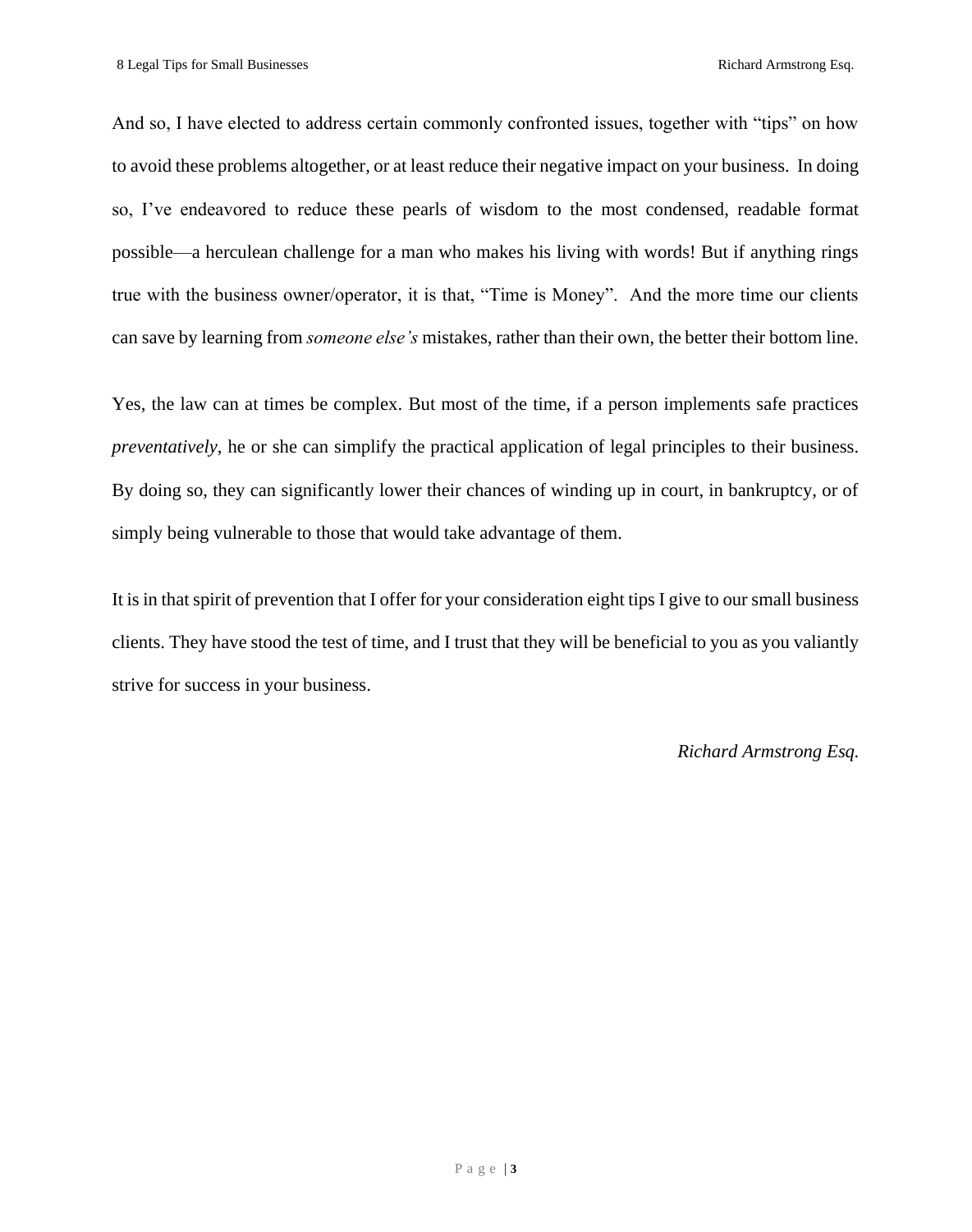And so, I have elected to address certain commonly confronted issues, together with "tips" on how to avoid these problems altogether, or at least reduce their negative impact on your business. In doing so, I've endeavored to reduce these pearls of wisdom to the most condensed, readable format possible—a herculean challenge for a man who makes his living with words! But if anything rings true with the business owner/operator, it is that, "Time is Money". And the more time our clients can save by learning from *someone else's* mistakes, rather than their own, the better their bottom line.

Yes, the law can at times be complex. But most of the time, if a person implements safe practices *preventatively*, he or she can simplify the practical application of legal principles to their business. By doing so, they can significantly lower their chances of winding up in court, in bankruptcy, or of simply being vulnerable to those that would take advantage of them.

It is in that spirit of prevention that I offer for your consideration eight tips I give to our small business clients. They have stood the test of time, and I trust that they will be beneficial to you as you valiantly strive for success in your business.

*Richard Armstrong Esq.*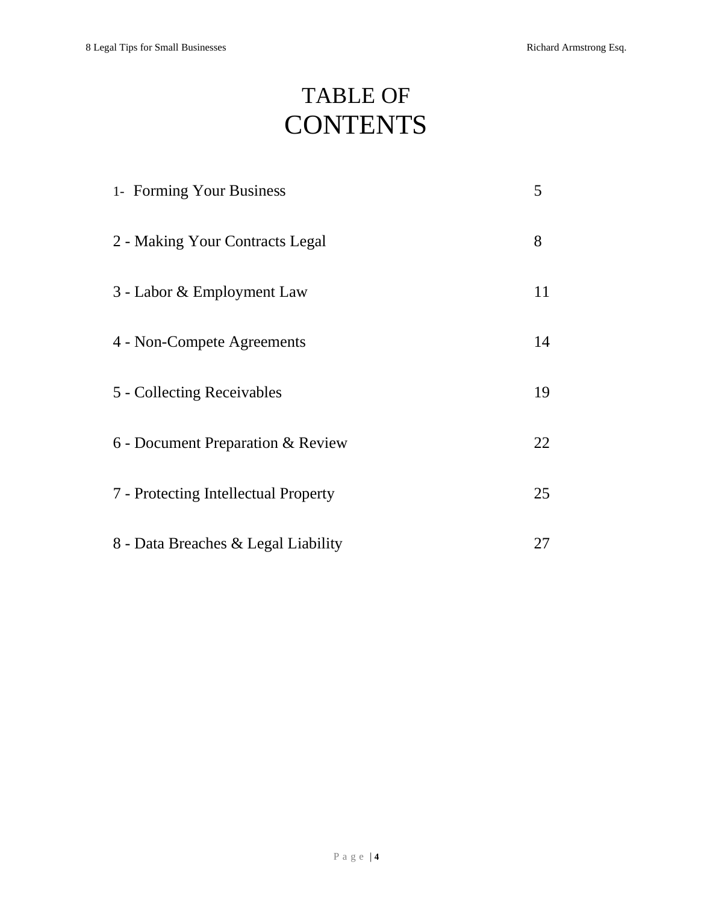# TABLE OF CONTENTS

| | |
|---|---|
| 1- Forming Your Business | 5 |
| 2 - Making Your Contracts Legal | 8 |
| 3 - Labor & Employment Law | 11 |
| 4 - Non-Compete Agreements | 14 |
| 5 - Collecting Receivables | 19 |
| 6 - Document Preparation & Review | 22 |
| 7 - Protecting Intellectual Property | 25 |
| 8 - Data Breaches & Legal Liability | 27 |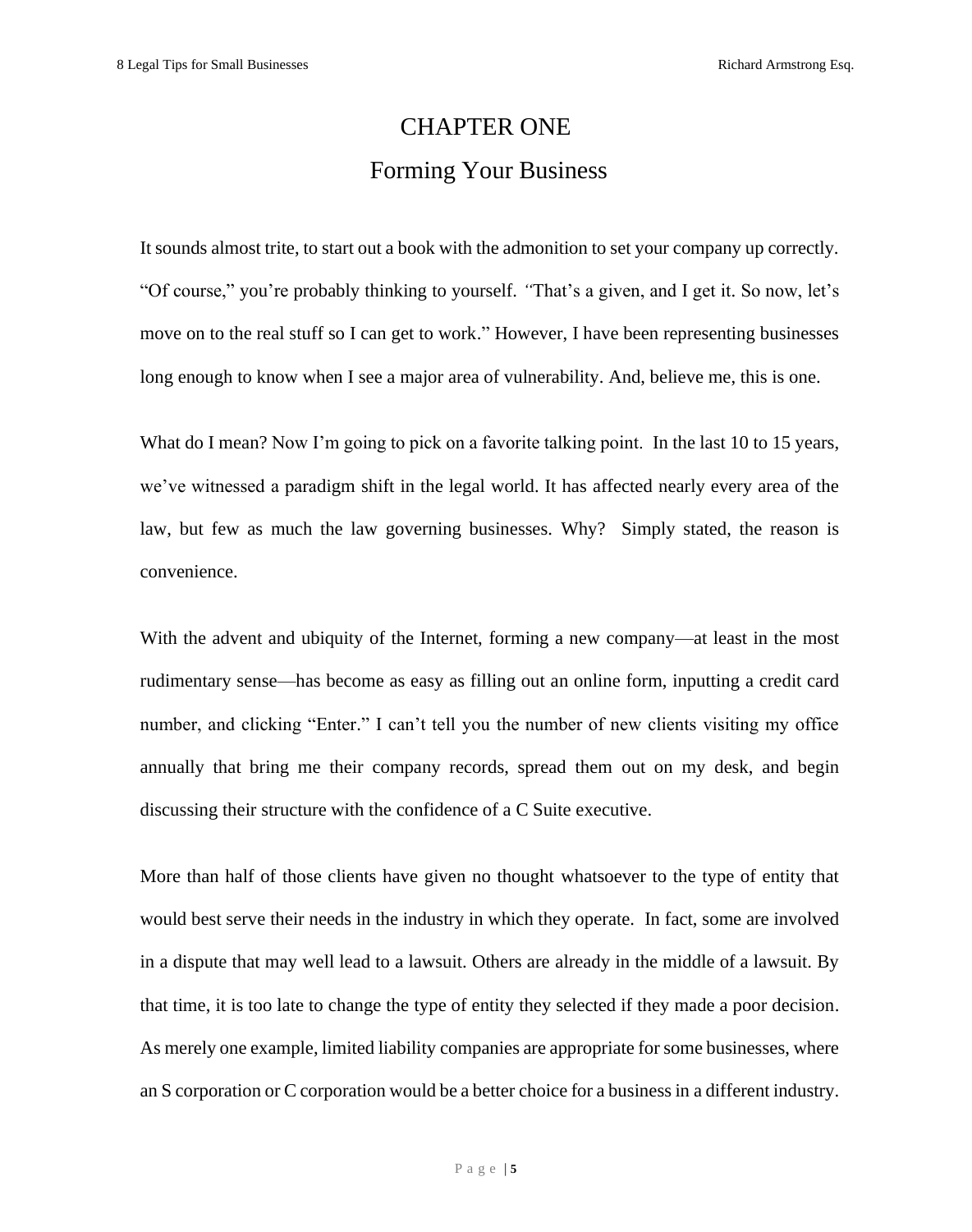# CHAPTER ONE

## Forming Your Business

It sounds almost trite, to start out a book with the admonition to set your company up correctly. "Of course," you're probably thinking to yourself. *"*That's a given, and I get it. So now, let's move on to the real stuff so I can get to work." However, I have been representing businesses long enough to know when I see a major area of vulnerability. And, believe me, this is one.

What do I mean? Now I'm going to pick on a favorite talking point. In the last 10 to 15 years, we've witnessed a paradigm shift in the legal world. It has affected nearly every area of the law, but few as much the law governing businesses. Why? Simply stated, the reason is convenience.

With the advent and ubiquity of the Internet, forming a new company—at least in the most rudimentary sense—has become as easy as filling out an online form, inputting a credit card number, and clicking "Enter." I can't tell you the number of new clients visiting my office annually that bring me their company records, spread them out on my desk, and begin discussing their structure with the confidence of a C Suite executive.

More than half of those clients have given no thought whatsoever to the type of entity that would best serve their needs in the industry in which they operate. In fact, some are involved in a dispute that may well lead to a lawsuit. Others are already in the middle of a lawsuit. By that time, it is too late to change the type of entity they selected if they made a poor decision. As merely one example, limited liability companies are appropriate for some businesses, where an S corporation or C corporation would be a better choice for a business in a different industry.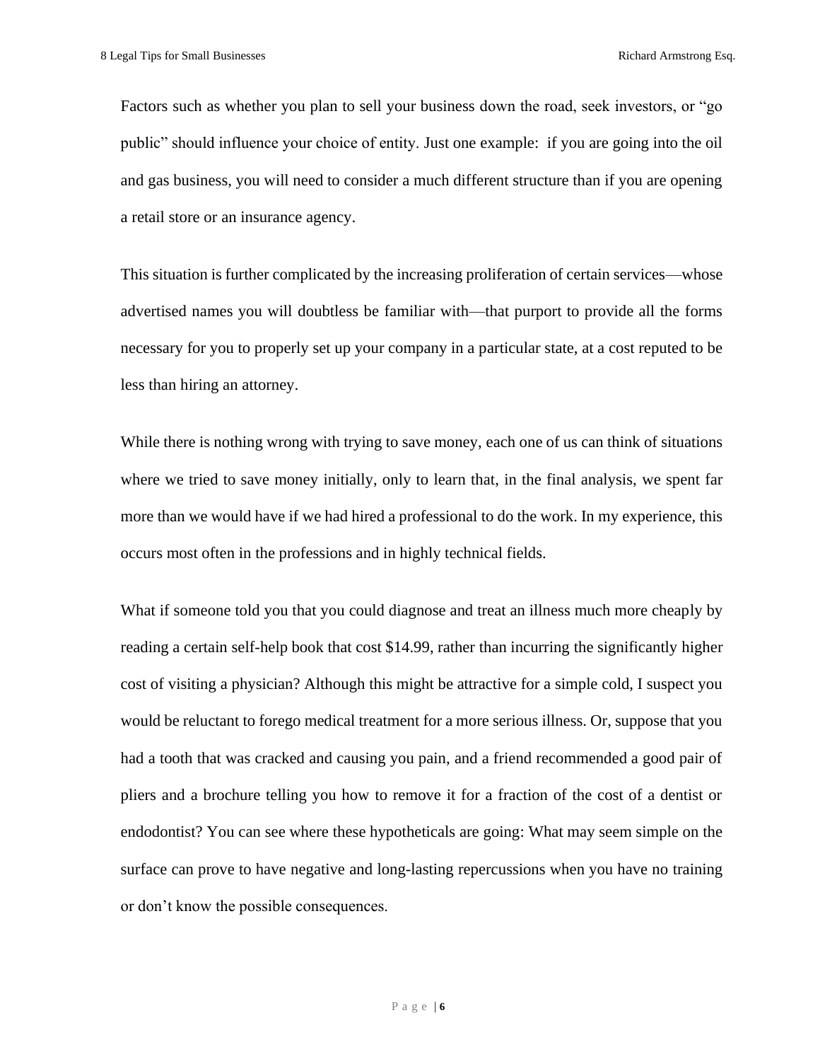Factors such as whether you plan to sell your business down the road, seek investors, or "go public" should influence your choice of entity. Just one example: if you are going into the oil and gas business, you will need to consider a much different structure than if you are opening a retail store or an insurance agency.

This situation is further complicated by the increasing proliferation of certain services—whose advertised names you will doubtless be familiar with—that purport to provide all the forms necessary for you to properly set up your company in a particular state, at a cost reputed to be less than hiring an attorney.

While there is nothing wrong with trying to save money, each one of us can think of situations where we tried to save money initially, only to learn that, in the final analysis, we spent far more than we would have if we had hired a professional to do the work. In my experience, this occurs most often in the professions and in highly technical fields.

What if someone told you that you could diagnose and treat an illness much more cheaply by reading a certain self-help book that cost $14.99, rather than incurring the significantly higher cost of visiting a physician? Although this might be attractive for a simple cold, I suspect you would be reluctant to forego medical treatment for a more serious illness. Or, suppose that you had a tooth that was cracked and causing you pain, and a friend recommended a good pair of pliers and a brochure telling you how to remove it for a fraction of the cost of a dentist or endodontist? You can see where these hypotheticals are going: What may seem simple on the surface can prove to have negative and long-lasting repercussions when you have no training or don't know the possible consequences.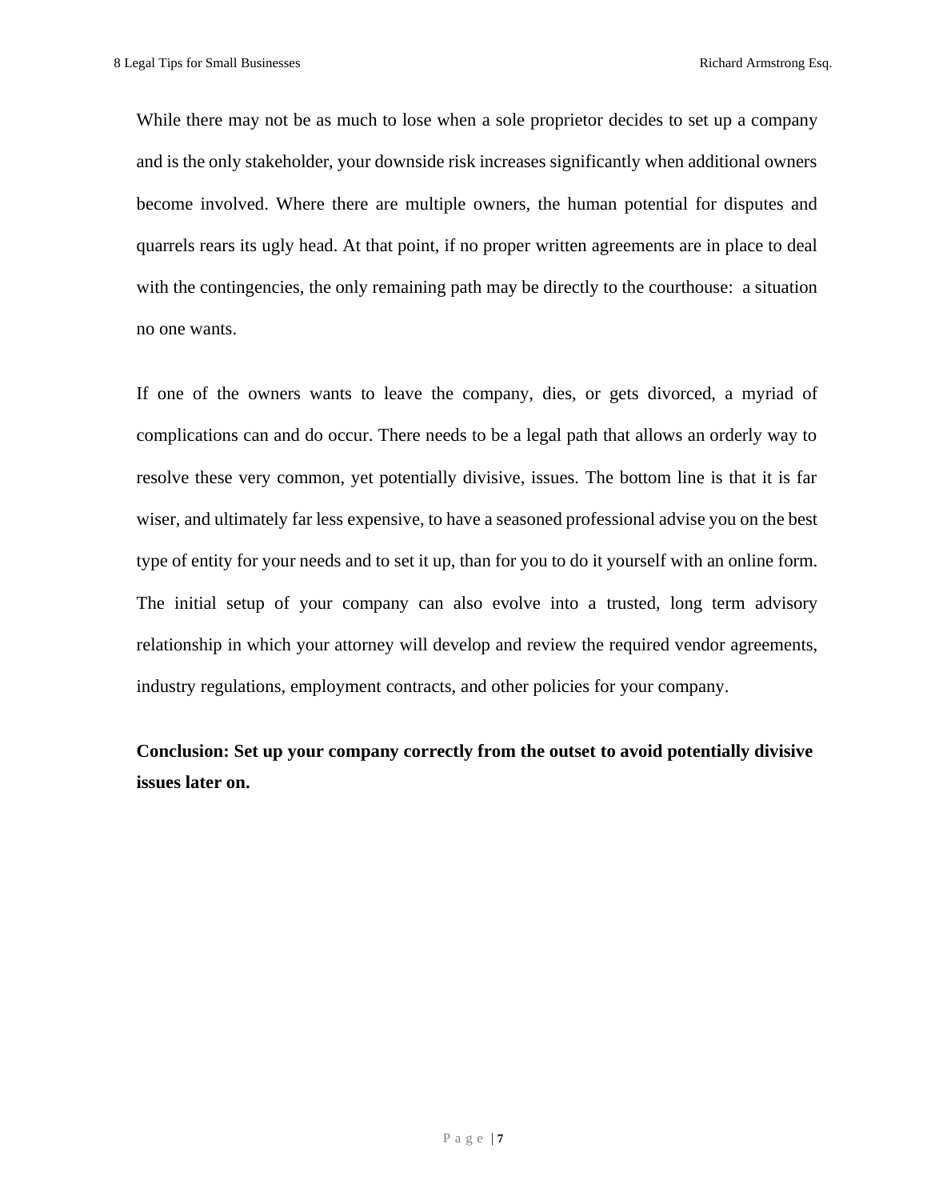While there may not be as much to lose when a sole proprietor decides to set up a company and is the only stakeholder, your downside risk increases significantly when additional owners become involved. Where there are multiple owners, the human potential for disputes and quarrels rears its ugly head. At that point, if no proper written agreements are in place to deal with the contingencies, the only remaining path may be directly to the courthouse:  a situation no one wants.

If one of the owners wants to leave the company, dies, or gets divorced, a myriad of complications can and do occur. There needs to be a legal path that allows an orderly way to resolve these very common, yet potentially divisive, issues. The bottom line is that it is far wiser, and ultimately far less expensive, to have a seasoned professional advise you on the best type of entity for your needs and to set it up, than for you to do it yourself with an online form. The initial setup of your company can also evolve into a trusted, long term advisory relationship in which your attorney will develop and review the required vendor agreements, industry regulations, employment contracts, and other policies for your company.

**Conclusion: Set up your company correctly from the outset to avoid potentially divisive issues later on.**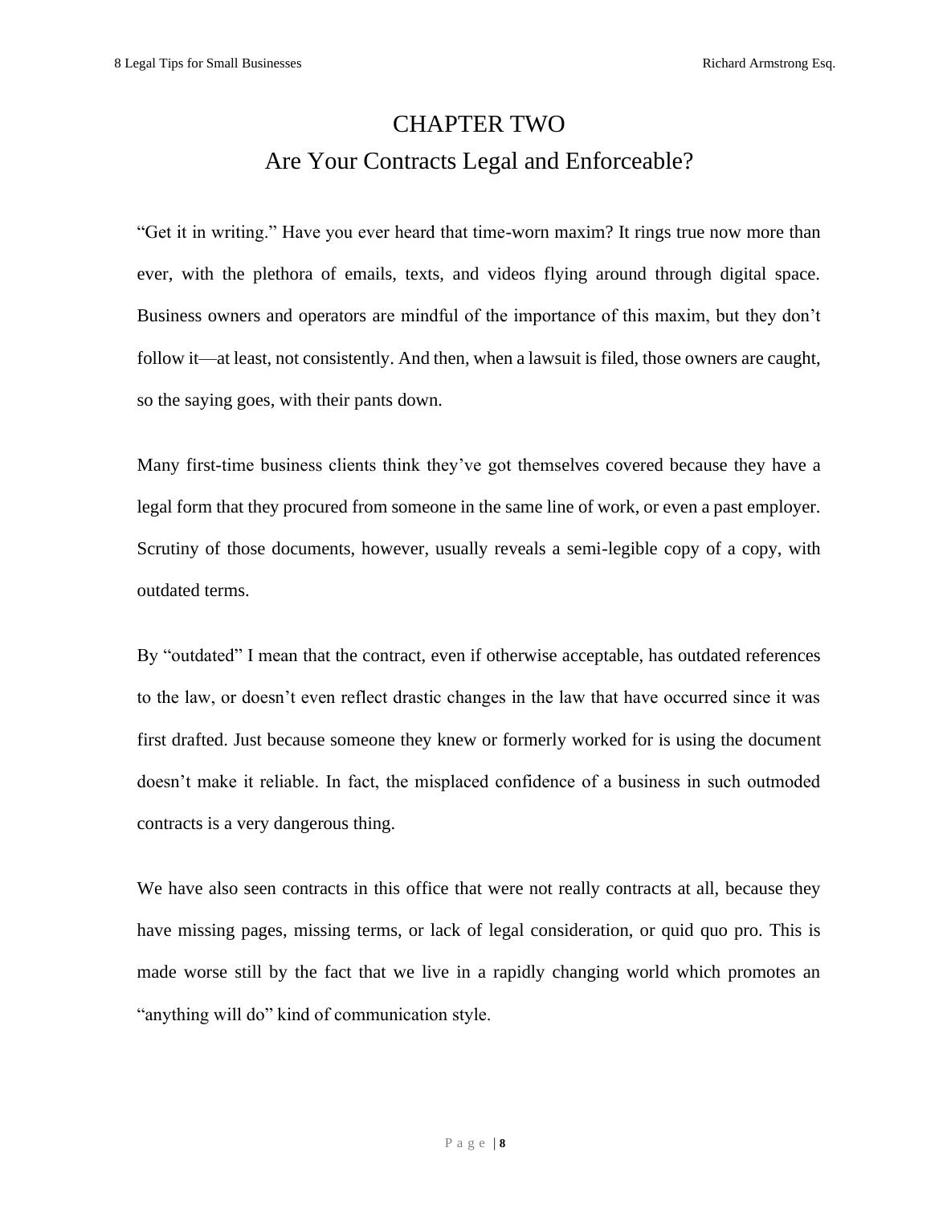# CHAPTER TWO
## Are Your Contracts Legal and Enforceable?

"Get it in writing." Have you ever heard that time-worn maxim? It rings true now more than ever, with the plethora of emails, texts, and videos flying around through digital space. Business owners and operators are mindful of the importance of this maxim, but they don't follow it—at least, not consistently. And then, when a lawsuit is filed, those owners are caught, so the saying goes, with their pants down.

Many first-time business clients think they've got themselves covered because they have a legal form that they procured from someone in the same line of work, or even a past employer. Scrutiny of those documents, however, usually reveals a semi-legible copy of a copy, with outdated terms.

By "outdated" I mean that the contract, even if otherwise acceptable, has outdated references to the law, or doesn't even reflect drastic changes in the law that have occurred since it was first drafted. Just because someone they knew or formerly worked for is using the document doesn't make it reliable. In fact, the misplaced confidence of a business in such outmoded contracts is a very dangerous thing.

We have also seen contracts in this office that were not really contracts at all, because they have missing pages, missing terms, or lack of legal consideration, or quid quo pro. This is made worse still by the fact that we live in a rapidly changing world which promotes an "anything will do" kind of communication style.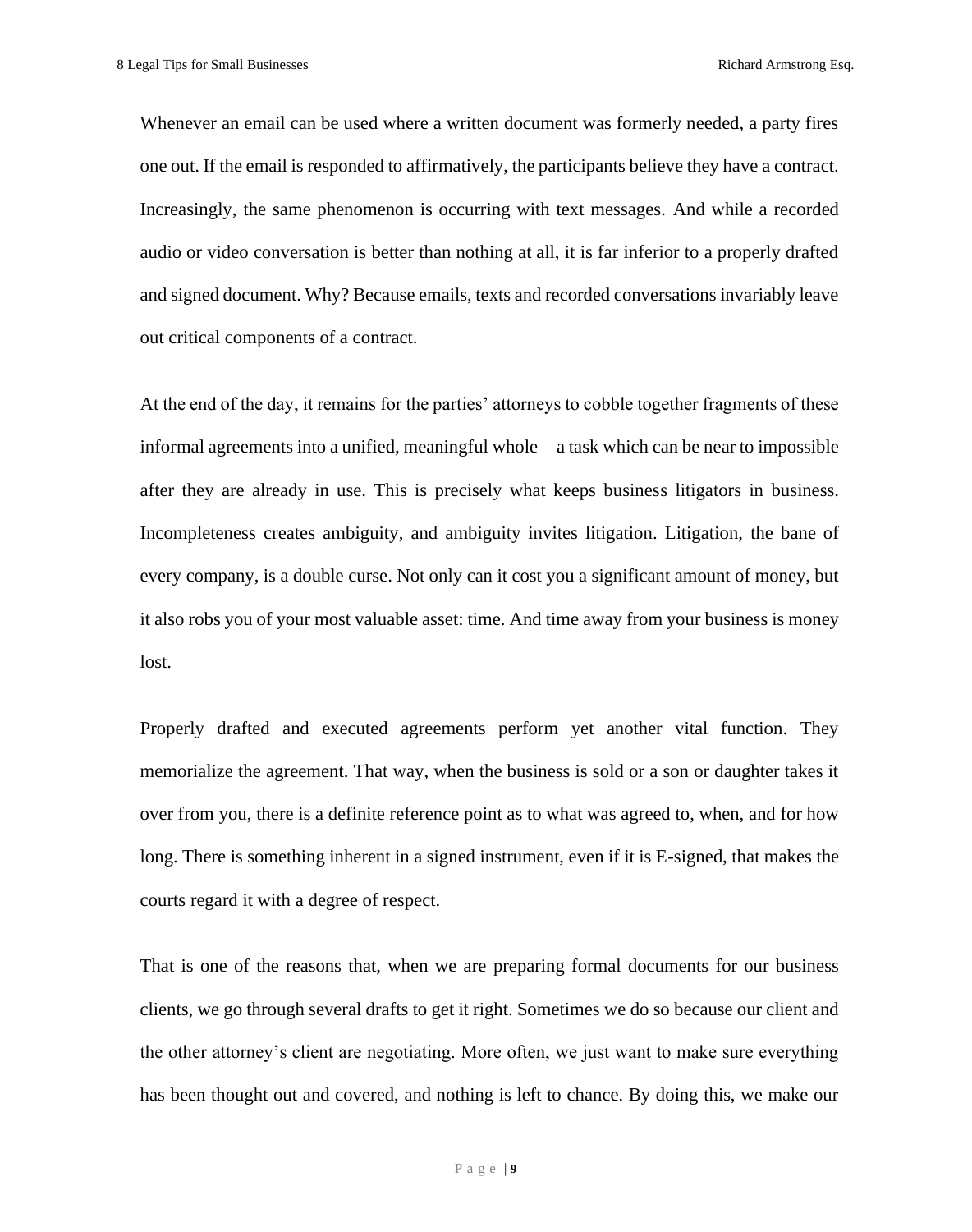Whenever an email can be used where a written document was formerly needed, a party fires one out. If the email is responded to affirmatively, the participants believe they have a contract. Increasingly, the same phenomenon is occurring with text messages. And while a recorded audio or video conversation is better than nothing at all, it is far inferior to a properly drafted and signed document. Why? Because emails, texts and recorded conversations invariably leave out critical components of a contract.

At the end of the day, it remains for the parties' attorneys to cobble together fragments of these informal agreements into a unified, meaningful whole—a task which can be near to impossible after they are already in use. This is precisely what keeps business litigators in business. Incompleteness creates ambiguity, and ambiguity invites litigation. Litigation, the bane of every company, is a double curse. Not only can it cost you a significant amount of money, but it also robs you of your most valuable asset: time. And time away from your business is money lost.

Properly drafted and executed agreements perform yet another vital function. They memorialize the agreement. That way, when the business is sold or a son or daughter takes it over from you, there is a definite reference point as to what was agreed to, when, and for how long. There is something inherent in a signed instrument, even if it is E-signed, that makes the courts regard it with a degree of respect.

That is one of the reasons that, when we are preparing formal documents for our business clients, we go through several drafts to get it right. Sometimes we do so because our client and the other attorney's client are negotiating. More often, we just want to make sure everything has been thought out and covered, and nothing is left to chance. By doing this, we make our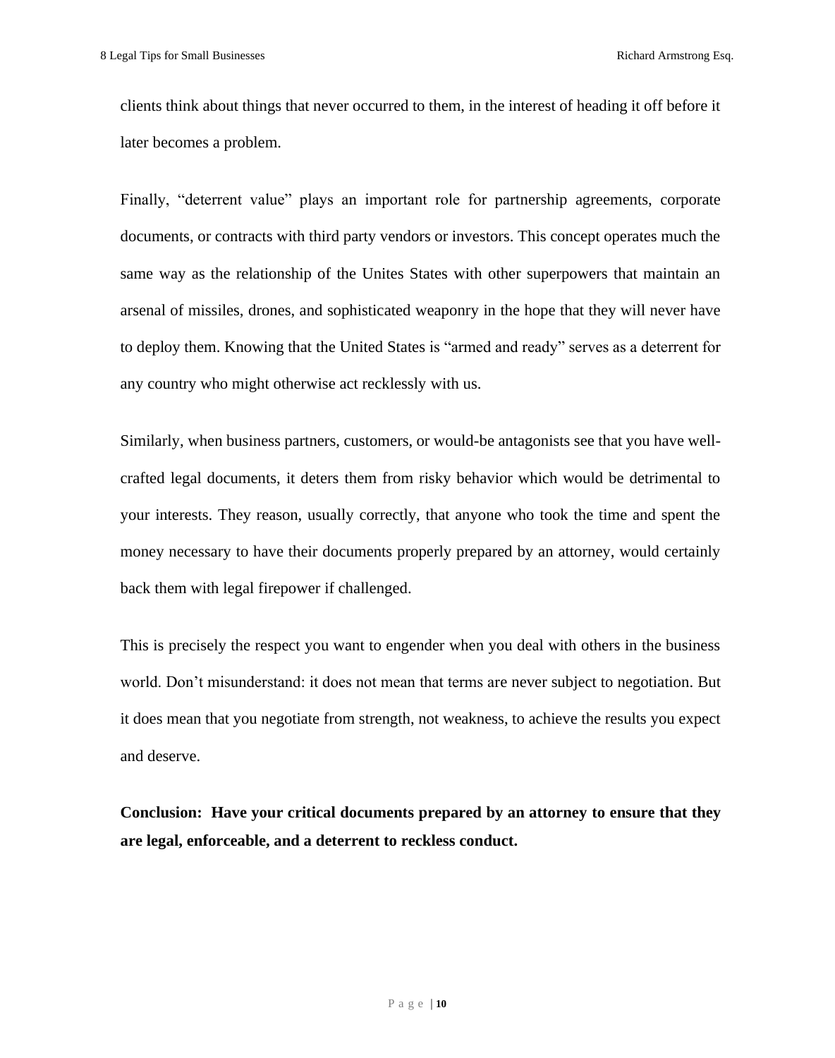clients think about things that never occurred to them, in the interest of heading it off before it later becomes a problem.

Finally, "deterrent value" plays an important role for partnership agreements, corporate documents, or contracts with third party vendors or investors. This concept operates much the same way as the relationship of the Unites States with other superpowers that maintain an arsenal of missiles, drones, and sophisticated weaponry in the hope that they will never have to deploy them. Knowing that the United States is "armed and ready" serves as a deterrent for any country who might otherwise act recklessly with us.

Similarly, when business partners, customers, or would-be antagonists see that you have well-crafted legal documents, it deters them from risky behavior which would be detrimental to your interests. They reason, usually correctly, that anyone who took the time and spent the money necessary to have their documents properly prepared by an attorney, would certainly back them with legal firepower if challenged.

This is precisely the respect you want to engender when you deal with others in the business world. Don't misunderstand: it does not mean that terms are never subject to negotiation. But it does mean that you negotiate from strength, not weakness, to achieve the results you expect and deserve.

**Conclusion: Have your critical documents prepared by an attorney to ensure that they are legal, enforceable, and a deterrent to reckless conduct.**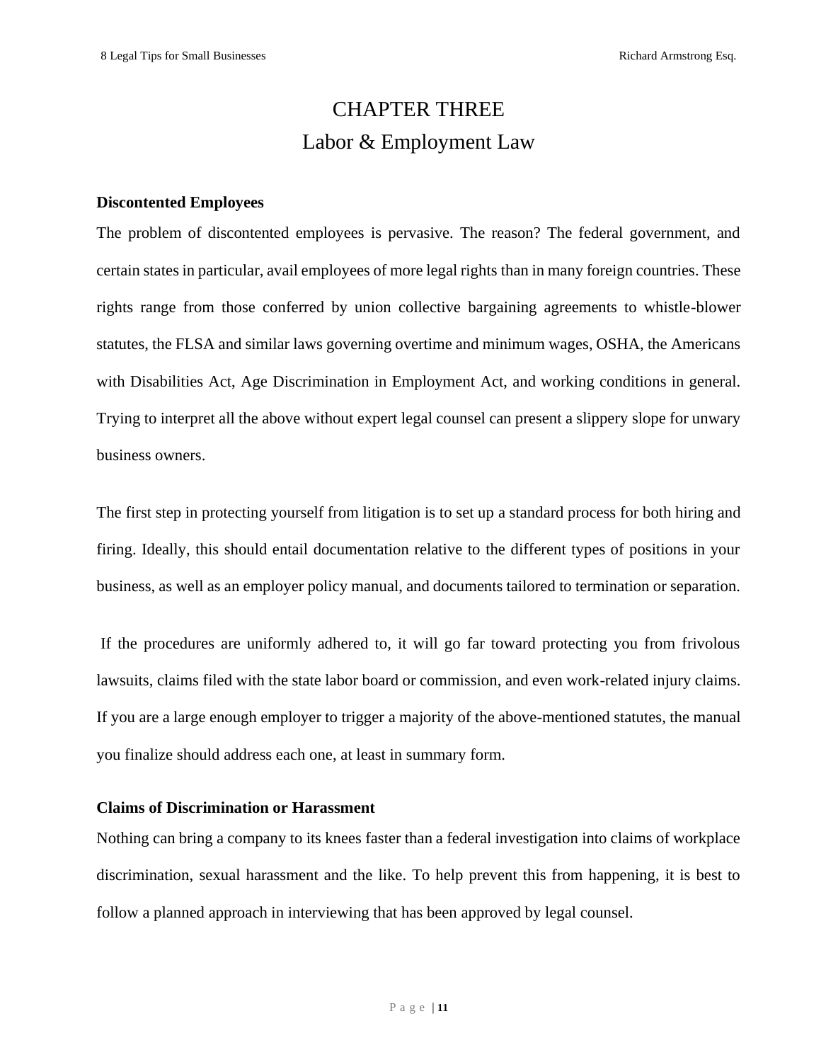# CHAPTER THREE

## Labor & Employment Law

**Discontented Employees**

The problem of discontented employees is pervasive. The reason? The federal government, and certain states in particular, avail employees of more legal rights than in many foreign countries. These rights range from those conferred by union collective bargaining agreements to whistle-blower statutes, the FLSA and similar laws governing overtime and minimum wages, OSHA, the Americans with Disabilities Act, Age Discrimination in Employment Act, and working conditions in general. Trying to interpret all the above without expert legal counsel can present a slippery slope for unwary business owners.

The first step in protecting yourself from litigation is to set up a standard process for both hiring and firing. Ideally, this should entail documentation relative to the different types of positions in your business, as well as an employer policy manual, and documents tailored to termination or separation.

If the procedures are uniformly adhered to, it will go far toward protecting you from frivolous lawsuits, claims filed with the state labor board or commission, and even work-related injury claims. If you are a large enough employer to trigger a majority of the above-mentioned statutes, the manual you finalize should address each one, at least in summary form.

**Claims of Discrimination or Harassment**

Nothing can bring a company to its knees faster than a federal investigation into claims of workplace discrimination, sexual harassment and the like. To help prevent this from happening, it is best to follow a planned approach in interviewing that has been approved by legal counsel.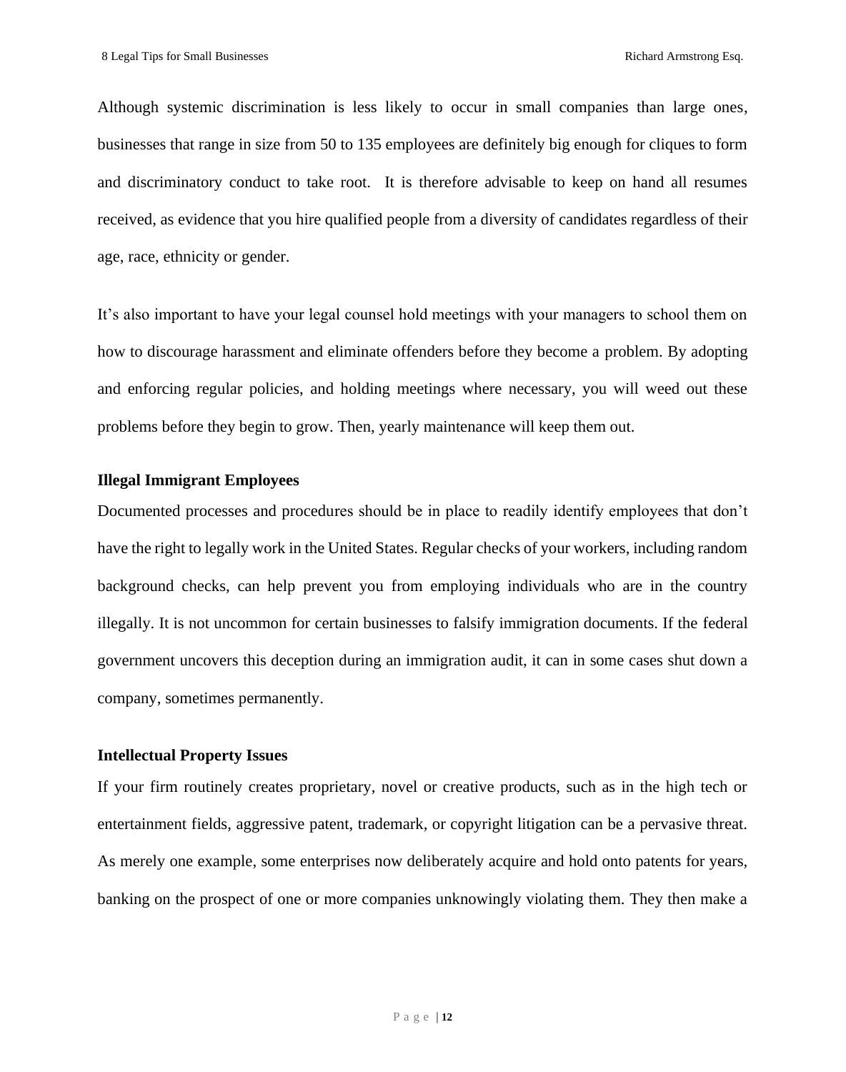Although systemic discrimination is less likely to occur in small companies than large ones, businesses that range in size from 50 to 135 employees are definitely big enough for cliques to form and discriminatory conduct to take root. It is therefore advisable to keep on hand all resumes received, as evidence that you hire qualified people from a diversity of candidates regardless of their age, race, ethnicity or gender.

It's also important to have your legal counsel hold meetings with your managers to school them on how to discourage harassment and eliminate offenders before they become a problem. By adopting and enforcing regular policies, and holding meetings where necessary, you will weed out these problems before they begin to grow. Then, yearly maintenance will keep them out.

**Illegal Immigrant Employees**

Documented processes and procedures should be in place to readily identify employees that don't have the right to legally work in the United States. Regular checks of your workers, including random background checks, can help prevent you from employing individuals who are in the country illegally. It is not uncommon for certain businesses to falsify immigration documents. If the federal government uncovers this deception during an immigration audit, it can in some cases shut down a company, sometimes permanently.

**Intellectual Property Issues**

If your firm routinely creates proprietary, novel or creative products, such as in the high tech or entertainment fields, aggressive patent, trademark, or copyright litigation can be a pervasive threat. As merely one example, some enterprises now deliberately acquire and hold onto patents for years, banking on the prospect of one or more companies unknowingly violating them. They then make a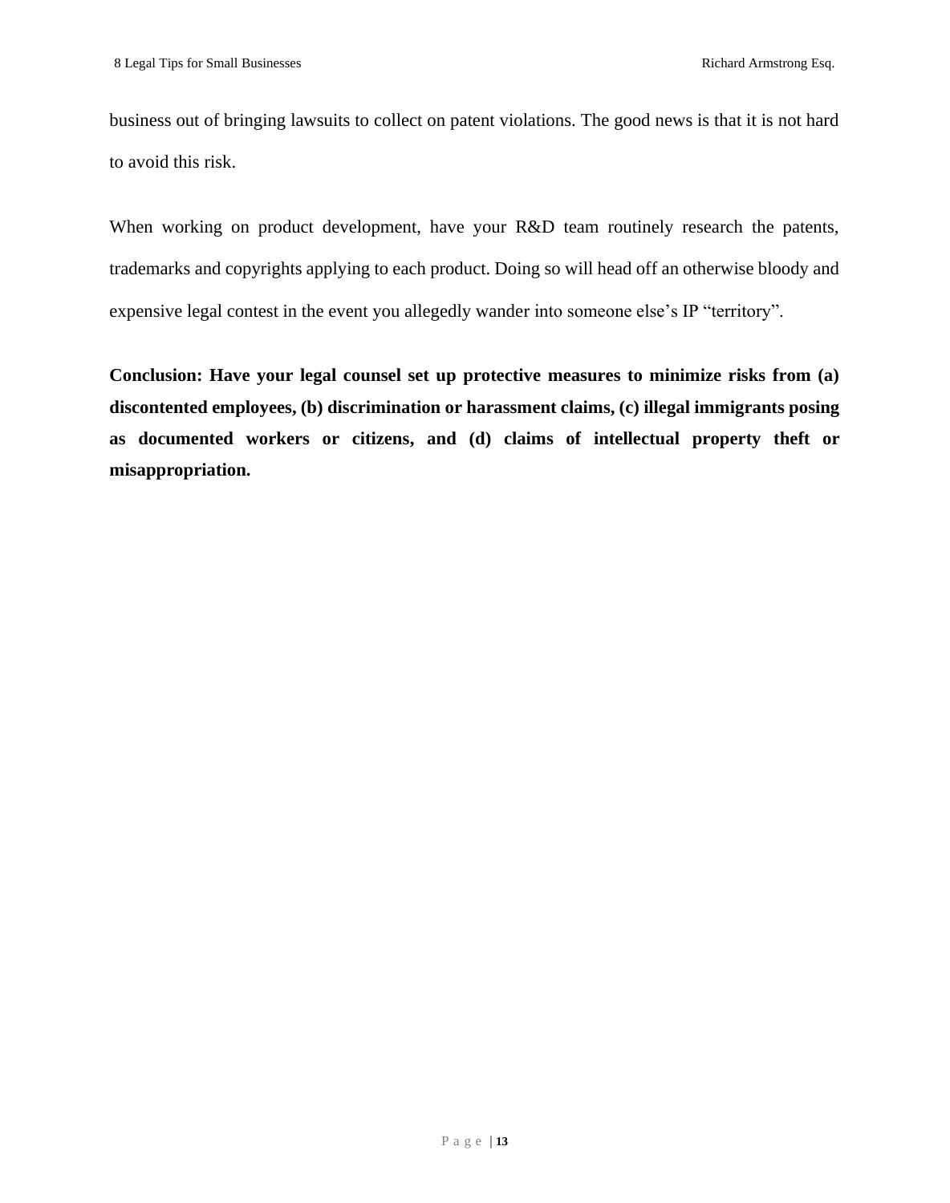business out of bringing lawsuits to collect on patent violations. The good news is that it is not hard to avoid this risk.

When working on product development, have your R&D team routinely research the patents, trademarks and copyrights applying to each product. Doing so will head off an otherwise bloody and expensive legal contest in the event you allegedly wander into someone else's IP "territory".

**Conclusion: Have your legal counsel set up protective measures to minimize risks from (a) discontented employees, (b) discrimination or harassment claims, (c) illegal immigrants posing as documented workers or citizens, and (d) claims of intellectual property theft or misappropriation.**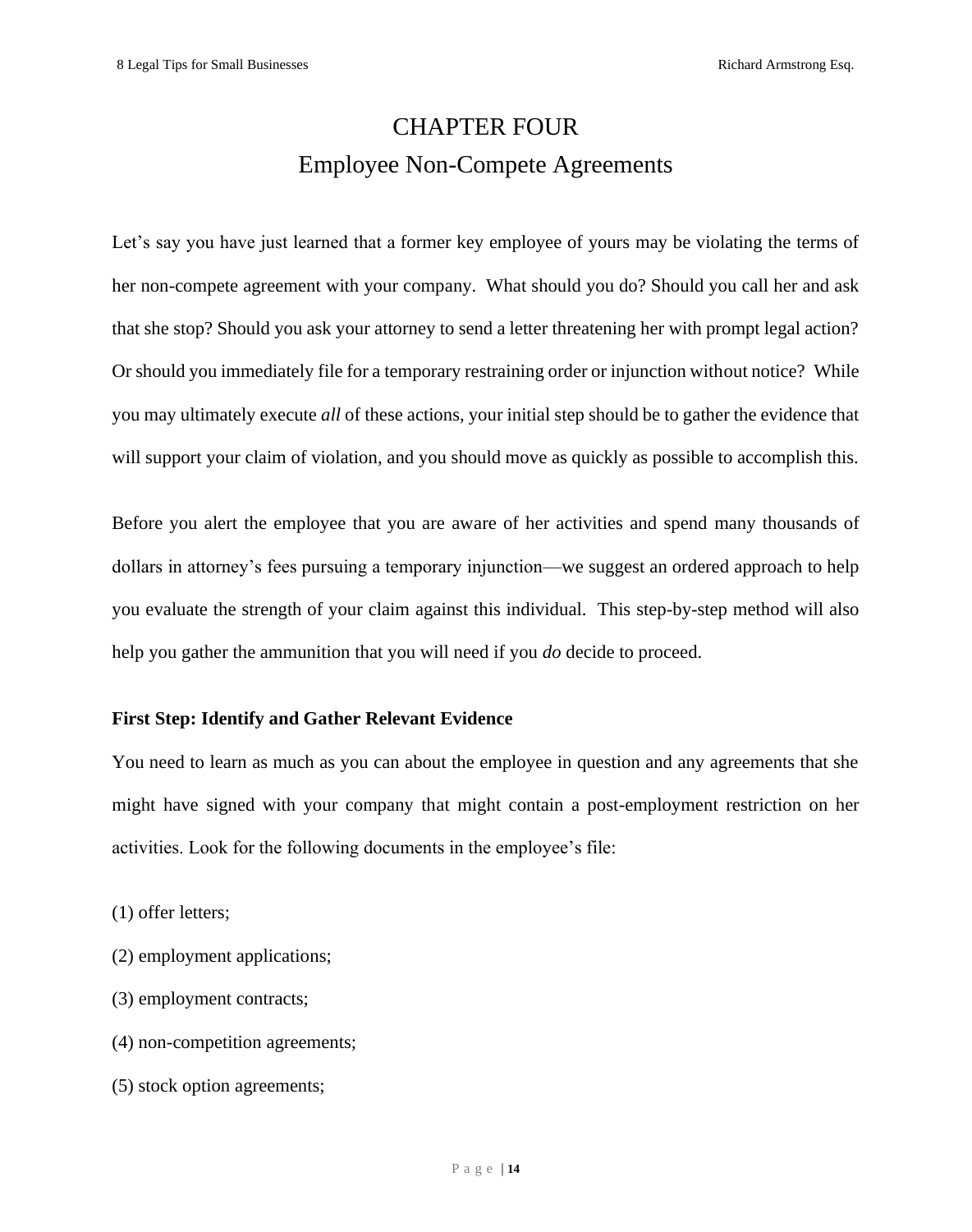# CHAPTER FOUR
## Employee Non-Compete Agreements

Let's say you have just learned that a former key employee of yours may be violating the terms of her non-compete agreement with your company. What should you do? Should you call her and ask that she stop? Should you ask your attorney to send a letter threatening her with prompt legal action? Or should you immediately file for a temporary restraining order or injunction without notice? While you may ultimately execute *all* of these actions, your initial step should be to gather the evidence that will support your claim of violation, and you should move as quickly as possible to accomplish this.

Before you alert the employee that you are aware of her activities and spend many thousands of dollars in attorney's fees pursuing a temporary injunction—we suggest an ordered approach to help you evaluate the strength of your claim against this individual. This step-by-step method will also help you gather the ammunition that you will need if you *do* decide to proceed.

**First Step: Identify and Gather Relevant Evidence**

You need to learn as much as you can about the employee in question and any agreements that she might have signed with your company that might contain a post-employment restriction on her activities. Look for the following documents in the employee's file:

(1) offer letters;

(2) employment applications;

(3) employment contracts;

(4) non-competition agreements;

(5) stock option agreements;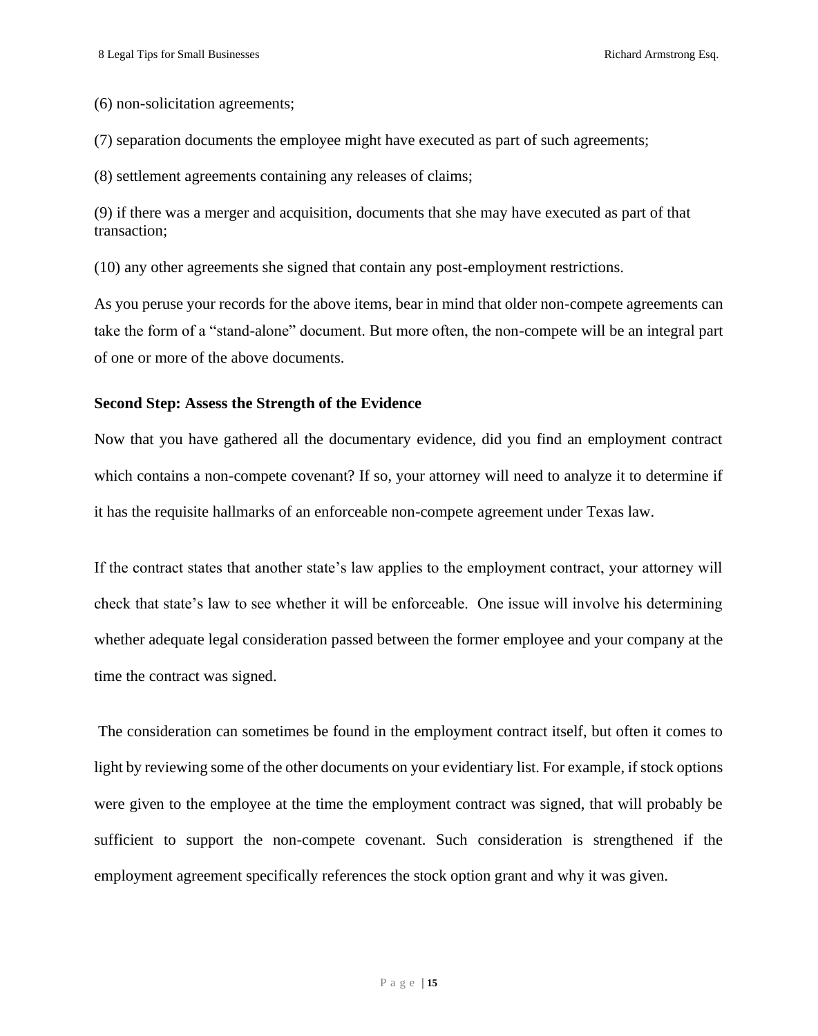(6) non-solicitation agreements;

(7) separation documents the employee might have executed as part of such agreements;

(8) settlement agreements containing any releases of claims;

(9) if there was a merger and acquisition, documents that she may have executed as part of that transaction;

(10) any other agreements she signed that contain any post-employment restrictions.

As you peruse your records for the above items, bear in mind that older non-compete agreements can take the form of a "stand-alone" document. But more often, the non-compete will be an integral part of one or more of the above documents.

**Second Step: Assess the Strength of the Evidence**

Now that you have gathered all the documentary evidence, did you find an employment contract which contains a non-compete covenant? If so, your attorney will need to analyze it to determine if it has the requisite hallmarks of an enforceable non-compete agreement under Texas law.

If the contract states that another state's law applies to the employment contract, your attorney will check that state's law to see whether it will be enforceable. One issue will involve his determining whether adequate legal consideration passed between the former employee and your company at the time the contract was signed.

The consideration can sometimes be found in the employment contract itself, but often it comes to light by reviewing some of the other documents on your evidentiary list. For example, if stock options were given to the employee at the time the employment contract was signed, that will probably be sufficient to support the non-compete covenant. Such consideration is strengthened if the employment agreement specifically references the stock option grant and why it was given.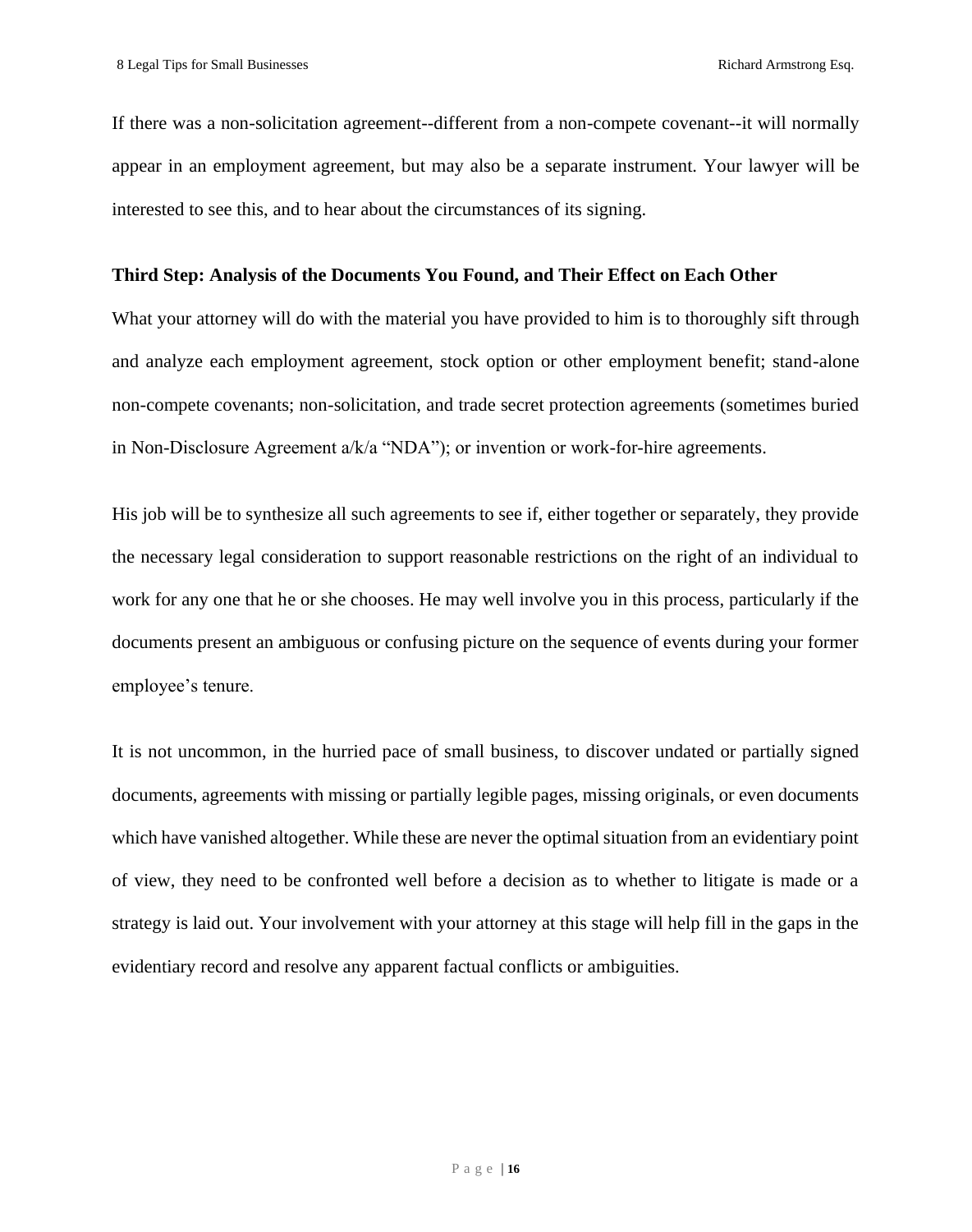If there was a non-solicitation agreement--different from a non-compete covenant--it will normally appear in an employment agreement, but may also be a separate instrument. Your lawyer will be interested to see this, and to hear about the circumstances of its signing.

**Third Step: Analysis of the Documents You Found, and Their Effect on Each Other**

What your attorney will do with the material you have provided to him is to thoroughly sift through and analyze each employment agreement, stock option or other employment benefit; stand-alone non-compete covenants; non-solicitation, and trade secret protection agreements (sometimes buried in Non-Disclosure Agreement a/k/a "NDA"); or invention or work-for-hire agreements.

His job will be to synthesize all such agreements to see if, either together or separately, they provide the necessary legal consideration to support reasonable restrictions on the right of an individual to work for any one that he or she chooses. He may well involve you in this process, particularly if the documents present an ambiguous or confusing picture on the sequence of events during your former employee's tenure.

It is not uncommon, in the hurried pace of small business, to discover undated or partially signed documents, agreements with missing or partially legible pages, missing originals, or even documents which have vanished altogether. While these are never the optimal situation from an evidentiary point of view, they need to be confronted well before a decision as to whether to litigate is made or a strategy is laid out. Your involvement with your attorney at this stage will help fill in the gaps in the evidentiary record and resolve any apparent factual conflicts or ambiguities.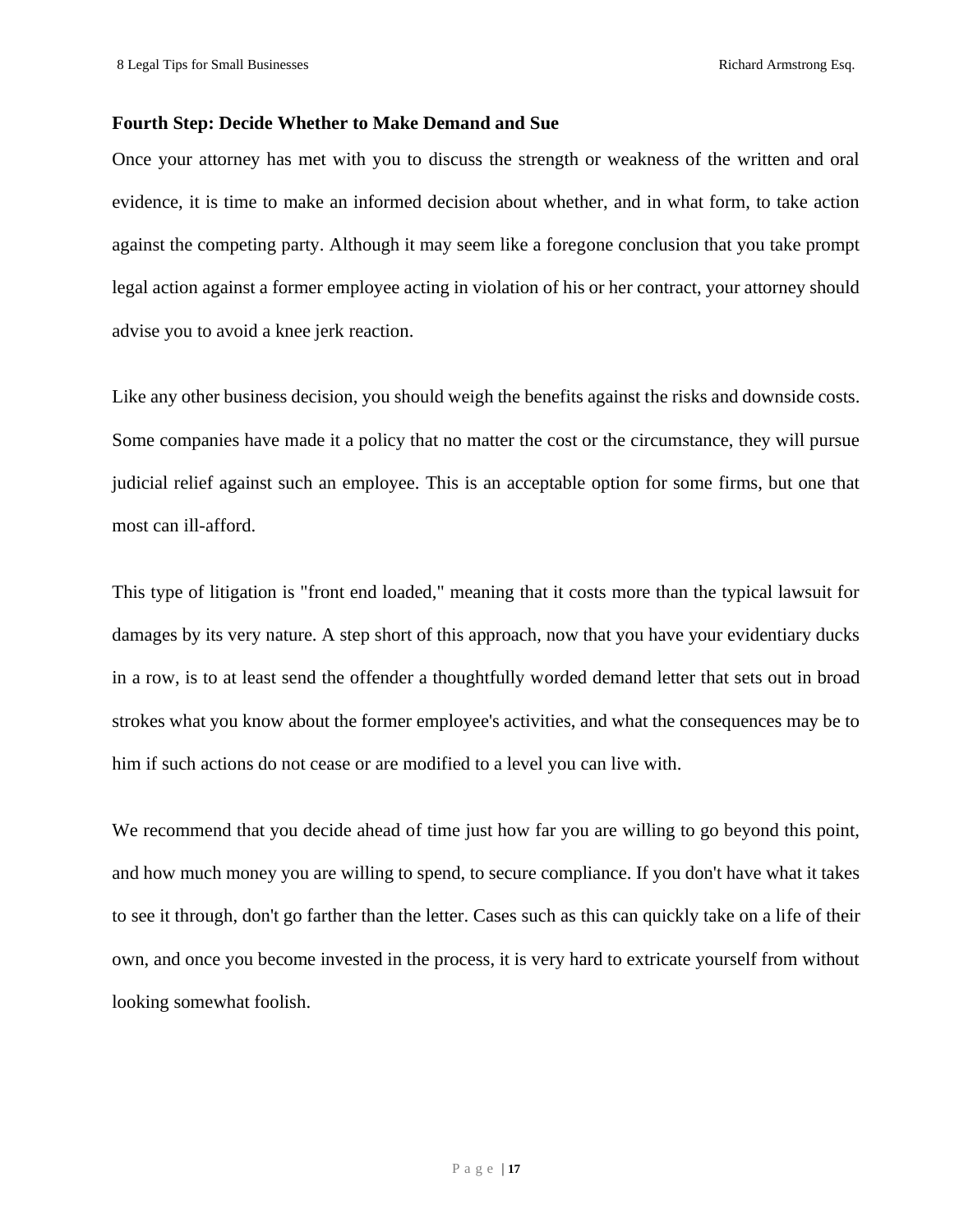### Fourth Step: Decide Whether to Make Demand and Sue

Once your attorney has met with you to discuss the strength or weakness of the written and oral evidence, it is time to make an informed decision about whether, and in what form, to take action against the competing party. Although it may seem like a foregone conclusion that you take prompt legal action against a former employee acting in violation of his or her contract, your attorney should advise you to avoid a knee jerk reaction.

Like any other business decision, you should weigh the benefits against the risks and downside costs. Some companies have made it a policy that no matter the cost or the circumstance, they will pursue judicial relief against such an employee. This is an acceptable option for some firms, but one that most can ill-afford.

This type of litigation is "front end loaded," meaning that it costs more than the typical lawsuit for damages by its very nature. A step short of this approach, now that you have your evidentiary ducks in a row, is to at least send the offender a thoughtfully worded demand letter that sets out in broad strokes what you know about the former employee's activities, and what the consequences may be to him if such actions do not cease or are modified to a level you can live with.

We recommend that you decide ahead of time just how far you are willing to go beyond this point, and how much money you are willing to spend, to secure compliance. If you don't have what it takes to see it through, don't go farther than the letter. Cases such as this can quickly take on a life of their own, and once you become invested in the process, it is very hard to extricate yourself from without looking somewhat foolish.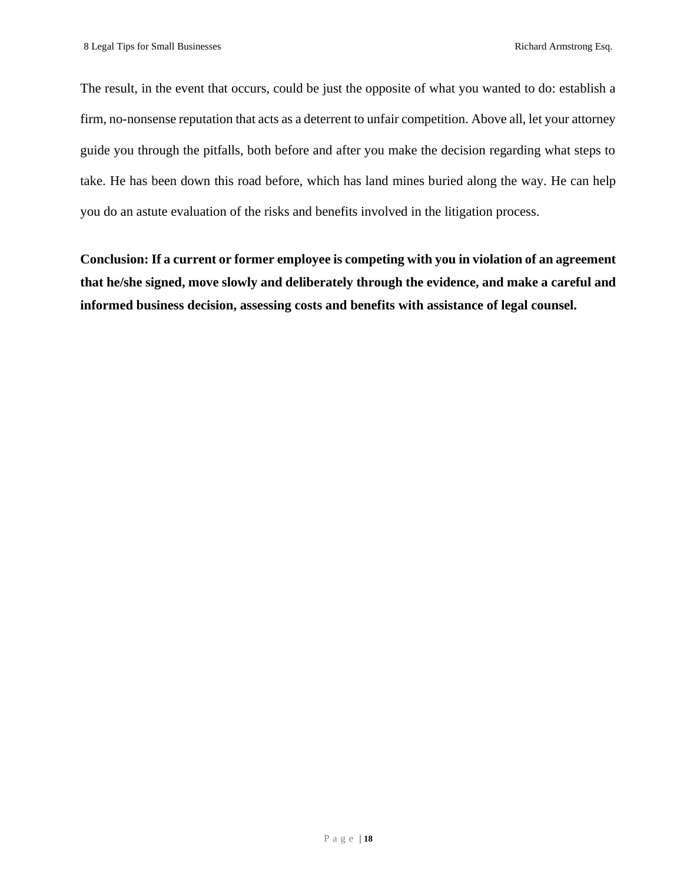The result, in the event that occurs, could be just the opposite of what you wanted to do: establish a firm, no-nonsense reputation that acts as a deterrent to unfair competition. Above all, let your attorney guide you through the pitfalls, both before and after you make the decision regarding what steps to take. He has been down this road before, which has land mines buried along the way. He can help you do an astute evaluation of the risks and benefits involved in the litigation process.

**Conclusion: If a current or former employee is competing with you in violation of an agreement that he/she signed, move slowly and deliberately through the evidence, and make a careful and informed business decision, assessing costs and benefits with assistance of legal counsel.**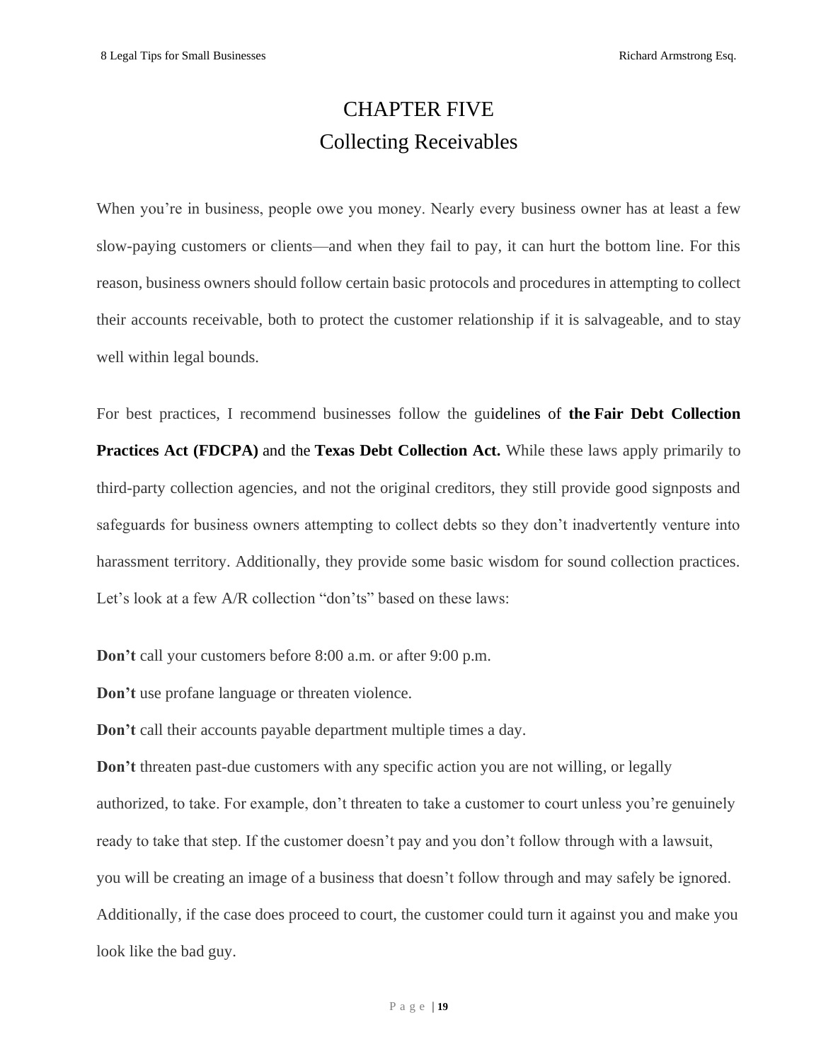# CHAPTER FIVE
## Collecting Receivables

When you're in business, people owe you money. Nearly every business owner has at least a few slow-paying customers or clients—and when they fail to pay, it can hurt the bottom line. For this reason, business owners should follow certain basic protocols and procedures in attempting to collect their accounts receivable, both to protect the customer relationship if it is salvageable, and to stay well within legal bounds.

For best practices, I recommend businesses follow the guidelines of **the Fair Debt Collection Practices Act (FDCPA)** and the **Texas Debt Collection Act.** While these laws apply primarily to third-party collection agencies, and not the original creditors, they still provide good signposts and safeguards for business owners attempting to collect debts so they don't inadvertently venture into harassment territory. Additionally, they provide some basic wisdom for sound collection practices. Let's look at a few A/R collection "don'ts" based on these laws:

**Don't** call your customers before 8:00 a.m. or after 9:00 p.m.

**Don't** use profane language or threaten violence.

**Don't** call their accounts payable department multiple times a day.

**Don't** threaten past-due customers with any specific action you are not willing, or legally authorized, to take. For example, don't threaten to take a customer to court unless you're genuinely ready to take that step. If the customer doesn't pay and you don't follow through with a lawsuit, you will be creating an image of a business that doesn't follow through and may safely be ignored. Additionally, if the case does proceed to court, the customer could turn it against you and make you look like the bad guy.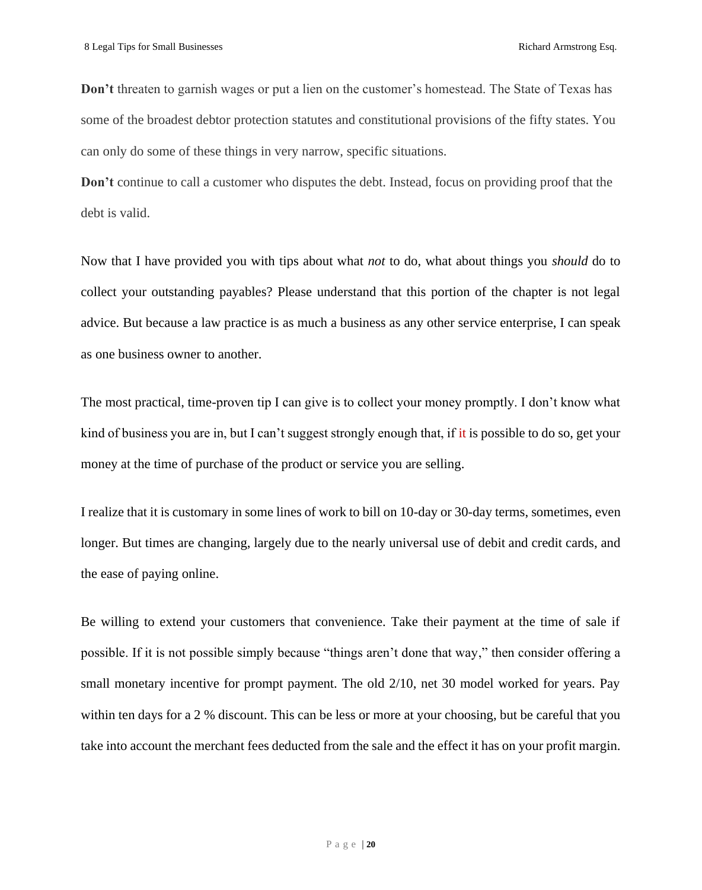**Don't** threaten to garnish wages or put a lien on the customer's homestead. The State of Texas has some of the broadest debtor protection statutes and constitutional provisions of the fifty states. You can only do some of these things in very narrow, specific situations.

**Don't** continue to call a customer who disputes the debt. Instead, focus on providing proof that the debt is valid.

Now that I have provided you with tips about what *not* to do, what about things you *should* do to collect your outstanding payables? Please understand that this portion of the chapter is not legal advice. But because a law practice is as much a business as any other service enterprise, I can speak as one business owner to another.

The most practical, time-proven tip I can give is to collect your money promptly. I don't know what kind of business you are in, but I can't suggest strongly enough that, if it is possible to do so, get your money at the time of purchase of the product or service you are selling.

I realize that it is customary in some lines of work to bill on 10-day or 30-day terms, sometimes, even longer. But times are changing, largely due to the nearly universal use of debit and credit cards, and the ease of paying online.

Be willing to extend your customers that convenience. Take their payment at the time of sale if possible. If it is not possible simply because "things aren't done that way," then consider offering a small monetary incentive for prompt payment. The old 2/10, net 30 model worked for years. Pay within ten days for a 2 % discount. This can be less or more at your choosing, but be careful that you take into account the merchant fees deducted from the sale and the effect it has on your profit margin.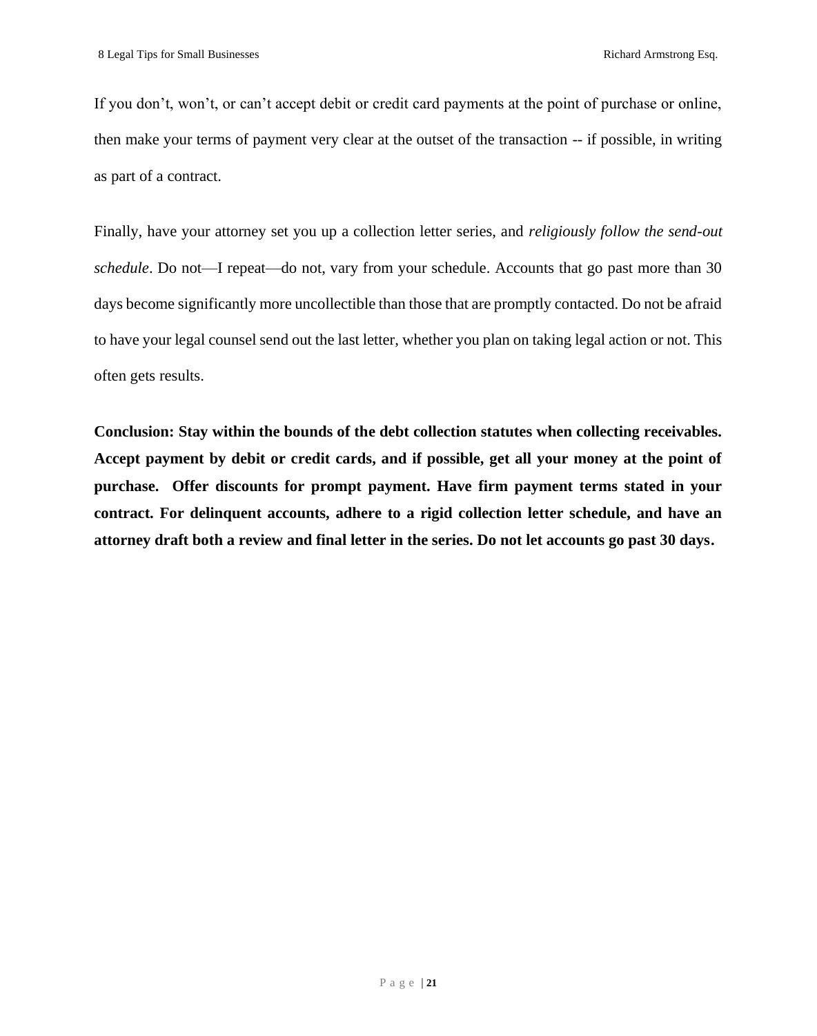If you don’t, won’t, or can’t accept debit or credit card payments at the point of purchase or online, then make your terms of payment very clear at the outset of the transaction -- if possible, in writing as part of a contract.

Finally, have your attorney set you up a collection letter series, and *religiously follow the send-out schedule*. Do not—I repeat—do not, vary from your schedule. Accounts that go past more than 30 days become significantly more uncollectible than those that are promptly contacted. Do not be afraid to have your legal counsel send out the last letter, whether you plan on taking legal action or not. This often gets results.

**Conclusion: Stay within the bounds of the debt collection statutes when collecting receivables. Accept payment by debit or credit cards, and if possible, get all your money at the point of purchase. Offer discounts for prompt payment. Have firm payment terms stated in your contract. For delinquent accounts, adhere to a rigid collection letter schedule, and have an attorney draft both a review and final letter in the series. Do not let accounts go past 30 days.**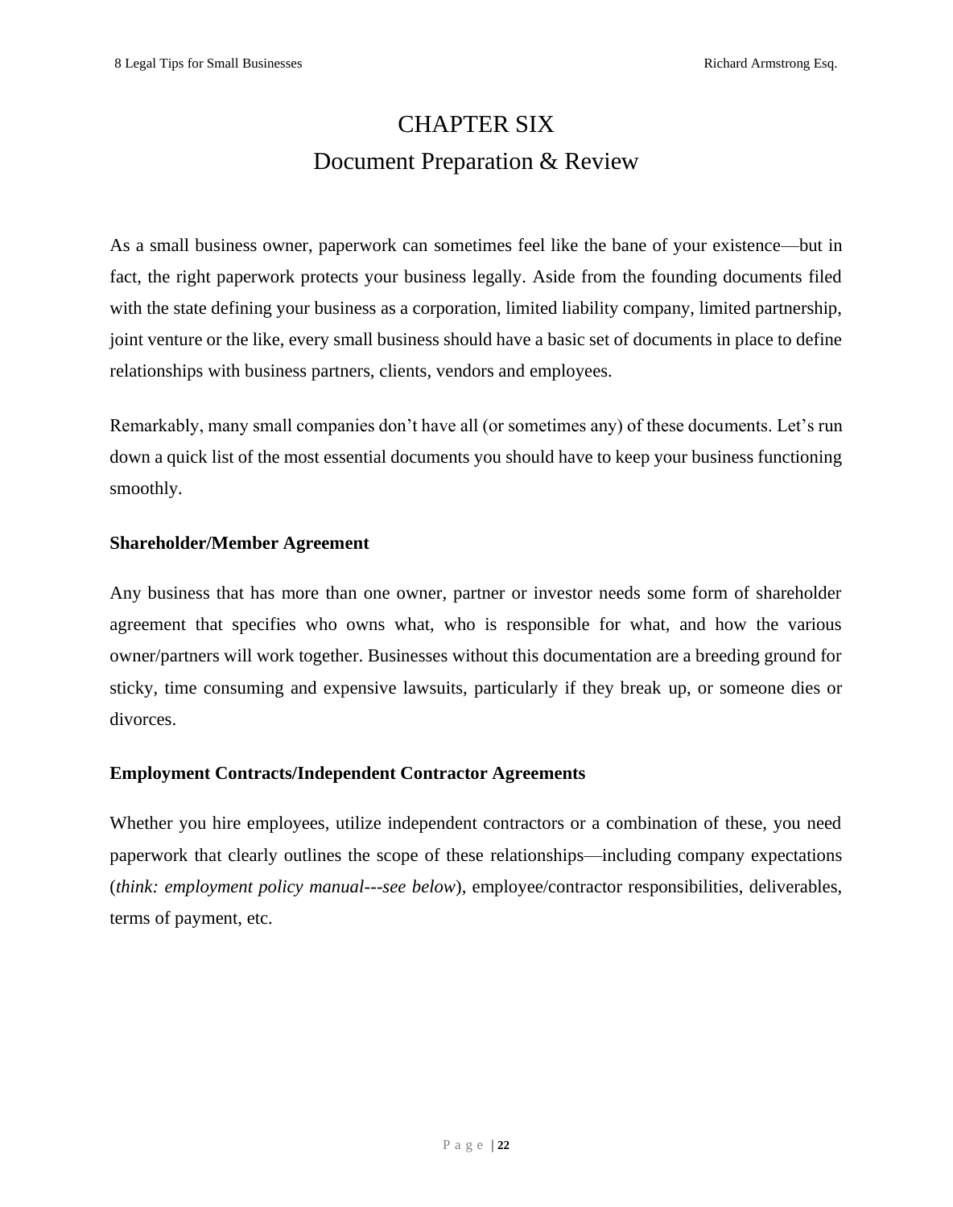# CHAPTER SIX
## Document Preparation & Review

As a small business owner, paperwork can sometimes feel like the bane of your existence—but in fact, the right paperwork protects your business legally. Aside from the founding documents filed with the state defining your business as a corporation, limited liability company, limited partnership, joint venture or the like, every small business should have a basic set of documents in place to define relationships with business partners, clients, vendors and employees.

Remarkably, many small companies don't have all (or sometimes any) of these documents. Let's run down a quick list of the most essential documents you should have to keep your business functioning smoothly.

**Shareholder/Member Agreement**

Any business that has more than one owner, partner or investor needs some form of shareholder agreement that specifies who owns what, who is responsible for what, and how the various owner/partners will work together. Businesses without this documentation are a breeding ground for sticky, time consuming and expensive lawsuits, particularly if they break up, or someone dies or divorces.

**Employment Contracts/Independent Contractor Agreements**

Whether you hire employees, utilize independent contractors or a combination of these, you need paperwork that clearly outlines the scope of these relationships—including company expectations (*think: employment policy manual---see below*), employee/contractor responsibilities, deliverables, terms of payment, etc.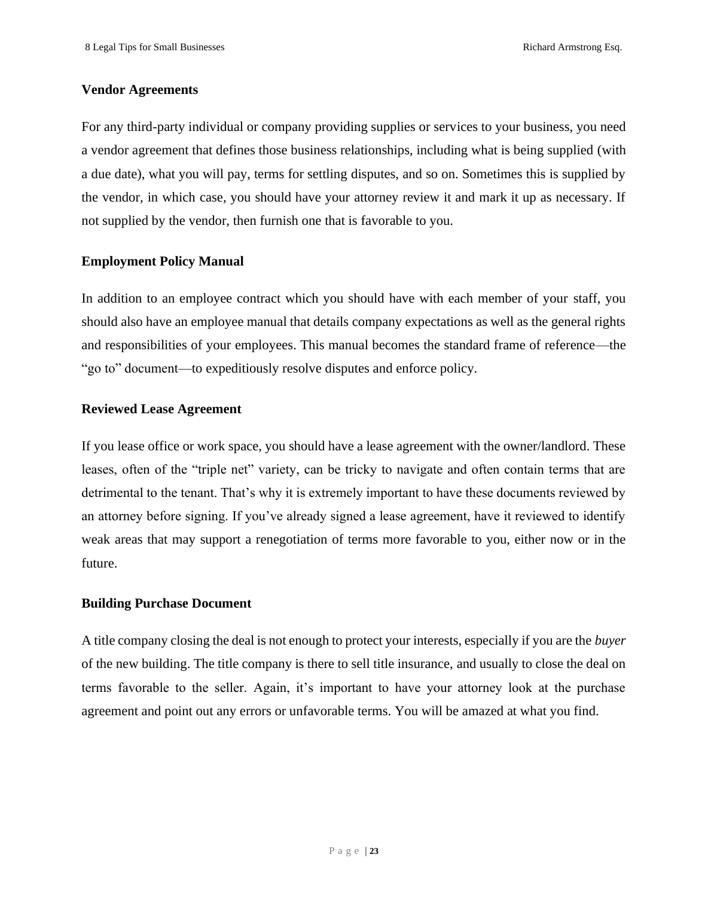### Vendor Agreements

For any third-party individual or company providing supplies or services to your business, you need a vendor agreement that defines those business relationships, including what is being supplied (with a due date), what you will pay, terms for settling disputes, and so on. Sometimes this is supplied by the vendor, in which case, you should have your attorney review it and mark it up as necessary. If not supplied by the vendor, then furnish one that is favorable to you.

### Employment Policy Manual

In addition to an employee contract which you should have with each member of your staff, you should also have an employee manual that details company expectations as well as the general rights and responsibilities of your employees. This manual becomes the standard frame of reference—the "go to" document—to expeditiously resolve disputes and enforce policy.

### Reviewed Lease Agreement

If you lease office or work space, you should have a lease agreement with the owner/landlord. These leases, often of the "triple net" variety, can be tricky to navigate and often contain terms that are detrimental to the tenant. That's why it is extremely important to have these documents reviewed by an attorney before signing. If you've already signed a lease agreement, have it reviewed to identify weak areas that may support a renegotiation of terms more favorable to you, either now or in the future.

### Building Purchase Document

A title company closing the deal is not enough to protect your interests, especially if you are the *buyer* of the new building. The title company is there to sell title insurance, and usually to close the deal on terms favorable to the seller. Again, it's important to have your attorney look at the purchase agreement and point out any errors or unfavorable terms. You will be amazed at what you find.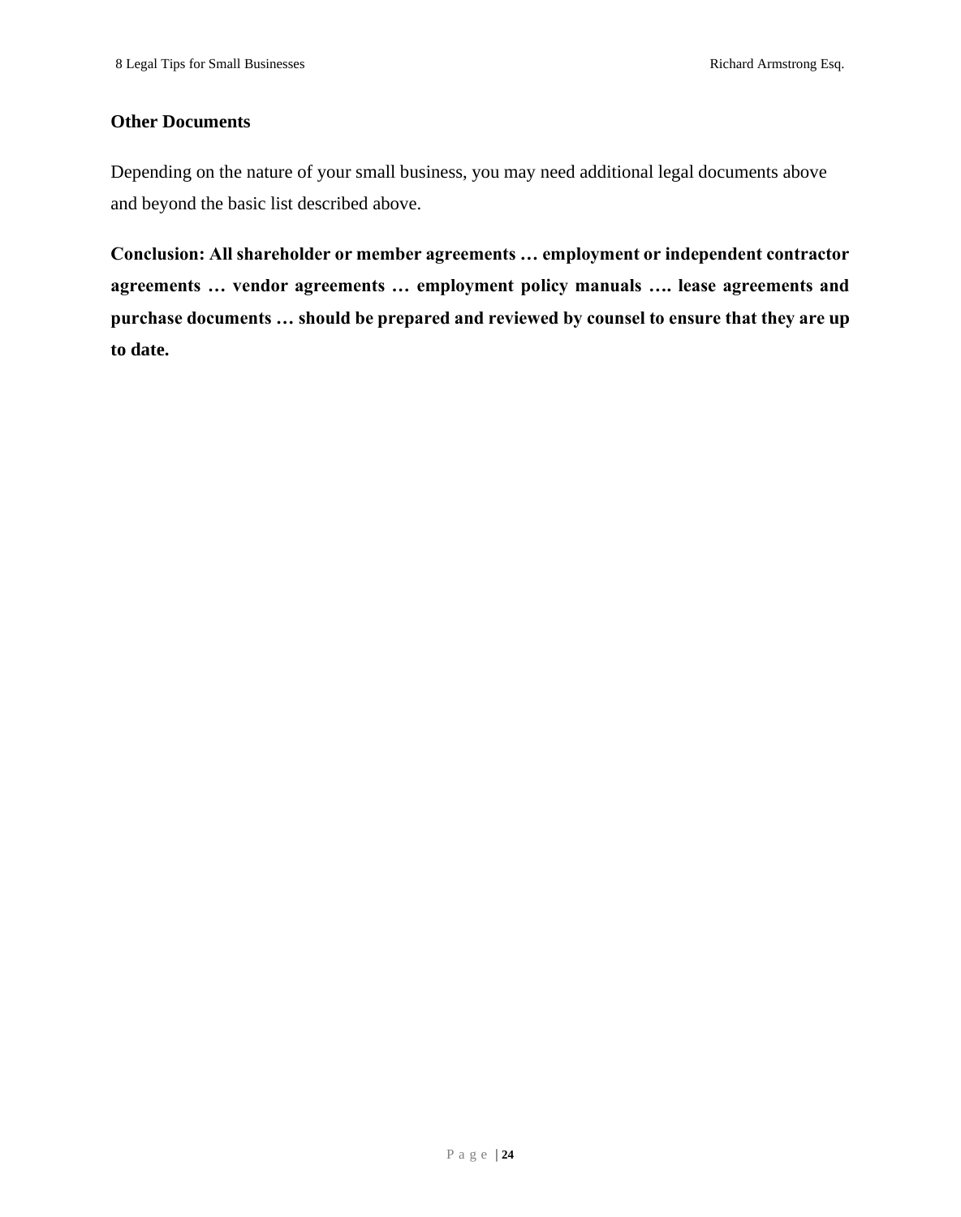### Other Documents

Depending on the nature of your small business, you may need additional legal documents above and beyond the basic list described above.

**Conclusion: All shareholder or member agreements … employment or independent contractor agreements … vendor agreements … employment policy manuals …. lease agreements and purchase documents … should be prepared and reviewed by counsel to ensure that they are up to date.**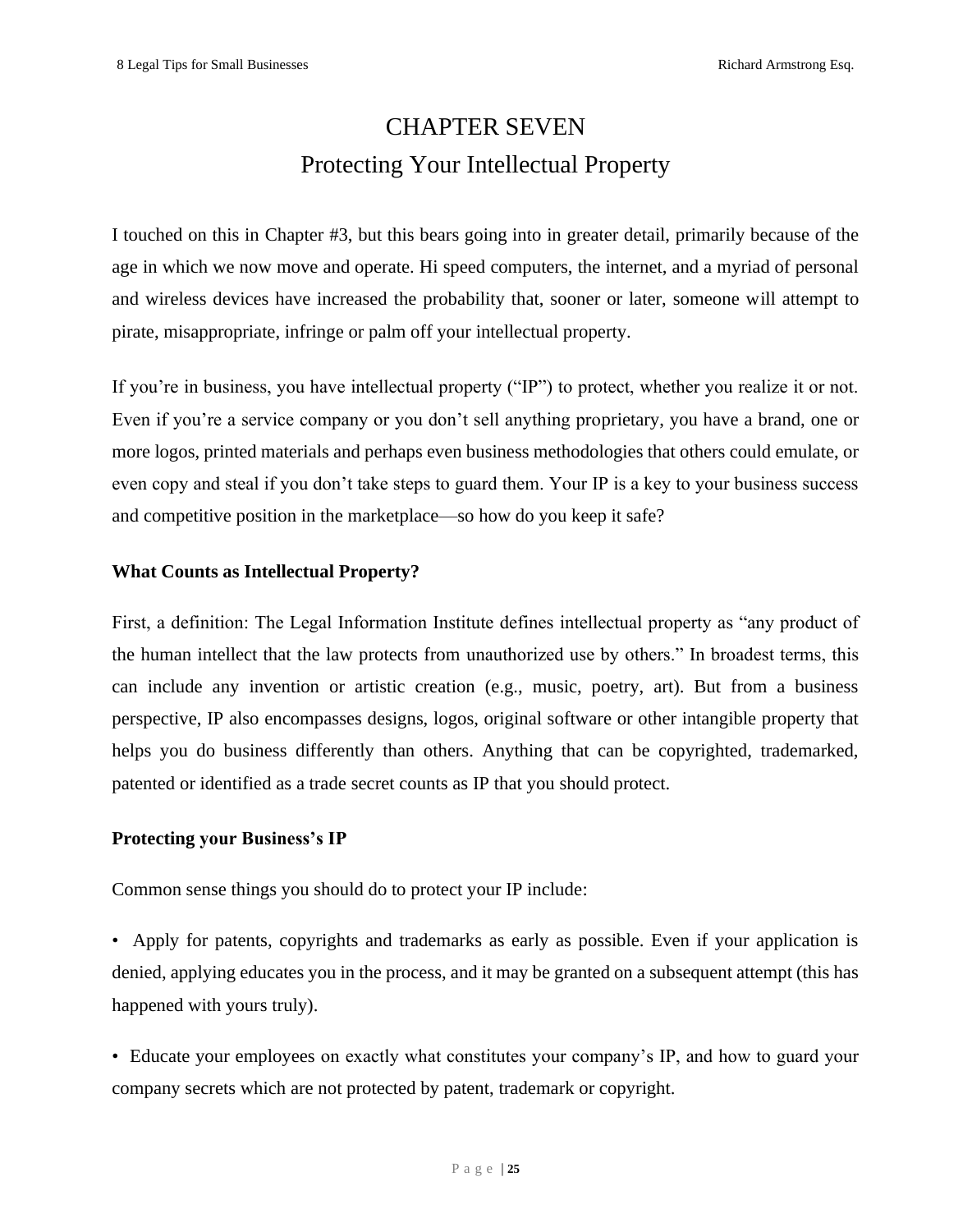# CHAPTER SEVEN
## Protecting Your Intellectual Property

I touched on this in Chapter #3, but this bears going into in greater detail, primarily because of the age in which we now move and operate. Hi speed computers, the internet, and a myriad of personal and wireless devices have increased the probability that, sooner or later, someone will attempt to pirate, misappropriate, infringe or palm off your intellectual property.

If you're in business, you have intellectual property ("IP") to protect, whether you realize it or not. Even if you're a service company or you don't sell anything proprietary, you have a brand, one or more logos, printed materials and perhaps even business methodologies that others could emulate, or even copy and steal if you don't take steps to guard them. Your IP is a key to your business success and competitive position in the marketplace—so how do you keep it safe?

**What Counts as Intellectual Property?**

First, a definition: The Legal Information Institute defines intellectual property as "any product of the human intellect that the law protects from unauthorized use by others." In broadest terms, this can include any invention or artistic creation (e.g., music, poetry, art). But from a business perspective, IP also encompasses designs, logos, original software or other intangible property that helps you do business differently than others. Anything that can be copyrighted, trademarked, patented or identified as a trade secret counts as IP that you should protect.

**Protecting your Business's IP**

Common sense things you should do to protect your IP include:

- Apply for patents, copyrights and trademarks as early as possible. Even if your application is denied, applying educates you in the process, and it may be granted on a subsequent attempt (this has happened with yours truly).

- Educate your employees on exactly what constitutes your company's IP, and how to guard your company secrets which are not protected by patent, trademark or copyright.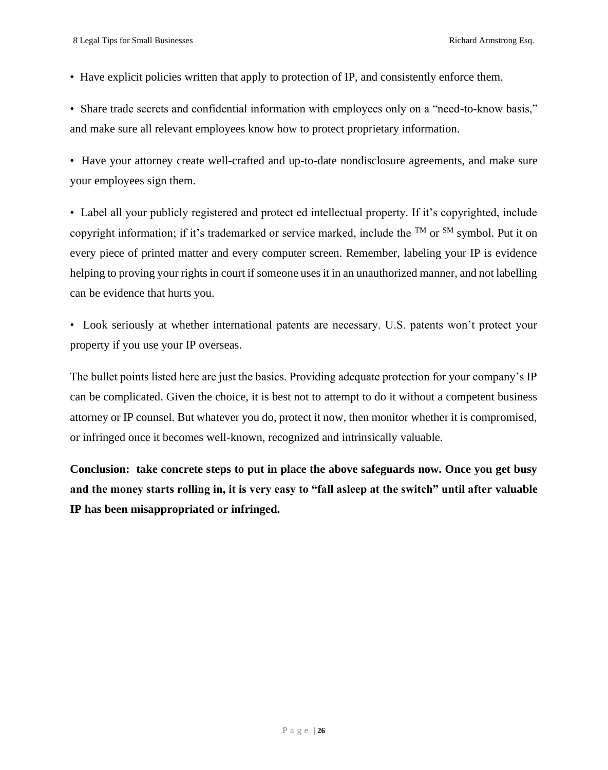- Have explicit policies written that apply to protection of IP, and consistently enforce them.

- Share trade secrets and confidential information with employees only on a "need-to-know basis," and make sure all relevant employees know how to protect proprietary information.

- Have your attorney create well-crafted and up-to-date nondisclosure agreements, and make sure your employees sign them.

- Label all your publicly registered and protect ed intellectual property. If it's copyrighted, include copyright information; if it's trademarked or service marked, include the $^{TM}$ or $^{SM}$ symbol. Put it on every piece of printed matter and every computer screen. Remember, labeling your IP is evidence helping to proving your rights in court if someone uses it in an unauthorized manner, and not labelling can be evidence that hurts you.

- Look seriously at whether international patents are necessary. U.S. patents won't protect your property if you use your IP overseas.

The bullet points listed here are just the basics. Providing adequate protection for your company's IP can be complicated. Given the choice, it is best not to attempt to do it without a competent business attorney or IP counsel. But whatever you do, protect it now, then monitor whether it is compromised, or infringed once it becomes well-known, recognized and intrinsically valuable.

**Conclusion: take concrete steps to put in place the above safeguards now. Once you get busy and the money starts rolling in, it is very easy to "fall asleep at the switch" until after valuable IP has been misappropriated or infringed.**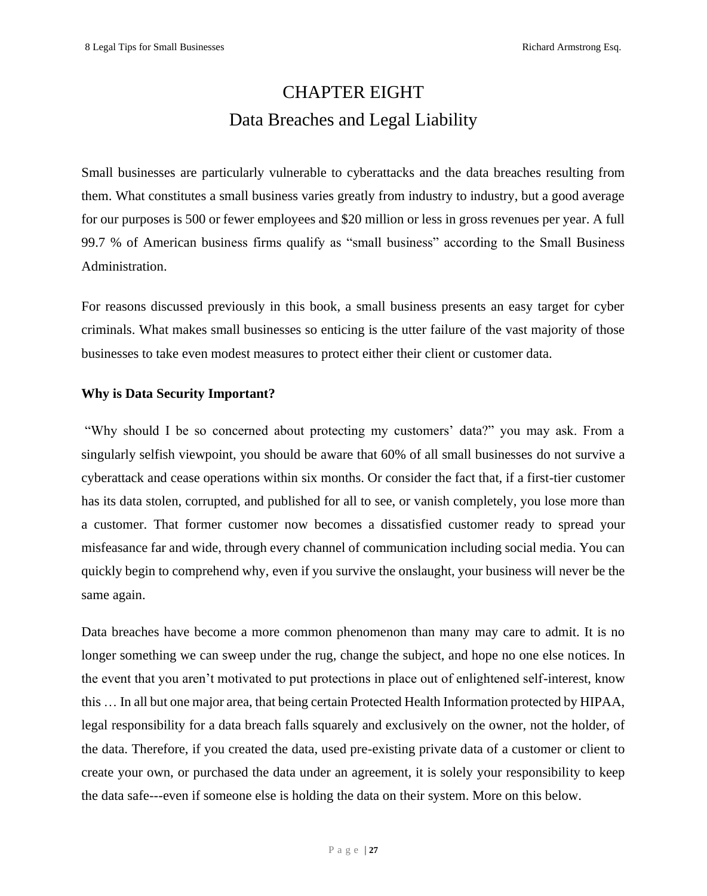# CHAPTER EIGHT
## Data Breaches and Legal Liability

Small businesses are particularly vulnerable to cyberattacks and the data breaches resulting from them. What constitutes a small business varies greatly from industry to industry, but a good average for our purposes is 500 or fewer employees and $20 million or less in gross revenues per year. A full 99.7 % of American business firms qualify as "small business" according to the Small Business Administration.

For reasons discussed previously in this book, a small business presents an easy target for cyber criminals. What makes small businesses so enticing is the utter failure of the vast majority of those businesses to take even modest measures to protect either their client or customer data.

**Why is Data Security Important?**

"Why should I be so concerned about protecting my customers' data?" you may ask. From a singularly selfish viewpoint, you should be aware that 60% of all small businesses do not survive a cyberattack and cease operations within six months. Or consider the fact that, if a first-tier customer has its data stolen, corrupted, and published for all to see, or vanish completely, you lose more than a customer. That former customer now becomes a dissatisfied customer ready to spread your misfeasance far and wide, through every channel of communication including social media. You can quickly begin to comprehend why, even if you survive the onslaught, your business will never be the same again.

Data breaches have become a more common phenomenon than many may care to admit. It is no longer something we can sweep under the rug, change the subject, and hope no one else notices. In the event that you aren't motivated to put protections in place out of enlightened self-interest, know this … In all but one major area, that being certain Protected Health Information protected by HIPAA, legal responsibility for a data breach falls squarely and exclusively on the owner, not the holder, of the data. Therefore, if you created the data, used pre-existing private data of a customer or client to create your own, or purchased the data under an agreement, it is solely your responsibility to keep the data safe---even if someone else is holding the data on their system. More on this below.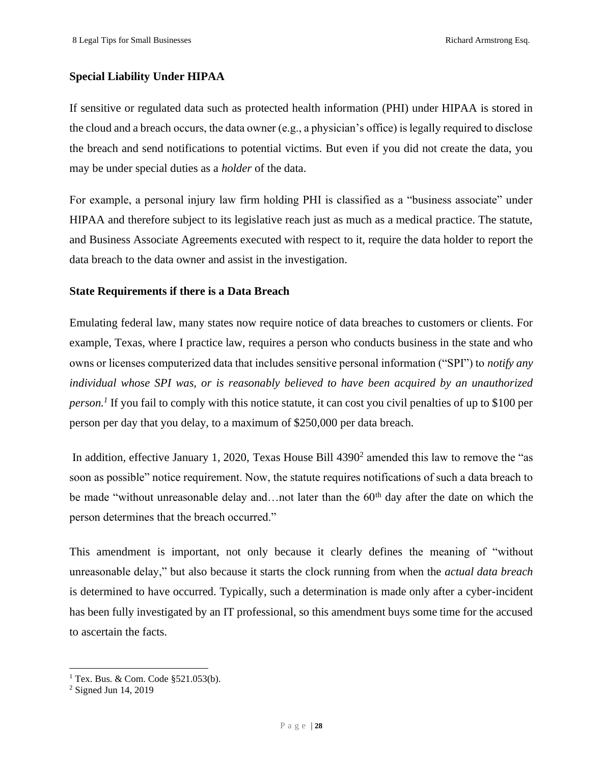### Special Liability Under HIPAA

If sensitive or regulated data such as protected health information (PHI) under HIPAA is stored in the cloud and a breach occurs, the data owner (e.g., a physician's office) is legally required to disclose the breach and send notifications to potential victims. But even if you did not create the data, you may be under special duties as a *holder* of the data.

For example, a personal injury law firm holding PHI is classified as a "business associate" under HIPAA and therefore subject to its legislative reach just as much as a medical practice. The statute, and Business Associate Agreements executed with respect to it, require the data holder to report the data breach to the data owner and assist in the investigation.

### State Requirements if there is a Data Breach

Emulating federal law, many states now require notice of data breaches to customers or clients. For example, Texas, where I practice law, requires a person who conducts business in the state and who owns or licenses computerized data that includes sensitive personal information ("SPI") to *notify any individual whose SPI was, or is reasonably believed to have been acquired by an unauthorized person.*[1] If you fail to comply with this notice statute, it can cost you civil penalties of up to $100 per person per day that you delay, to a maximum of $250,000 per data breach.

In addition, effective January 1, 2020, Texas House Bill 4390[2] amended this law to remove the "as soon as possible" notice requirement. Now, the statute requires notifications of such a data breach to be made "without unreasonable delay and…not later than the 60th day after the date on which the person determines that the breach occurred."

This amendment is important, not only because it clearly defines the meaning of "without unreasonable delay," but also because it starts the clock running from when the *actual data breach* is determined to have occurred. Typically, such a determination is made only after a cyber-incident has been fully investigated by an IT professional, so this amendment buys some time for the accused to ascertain the facts.

---

[1] Tex. Bus. & Com. Code §521.053(b).

[2] Signed Jun 14, 2019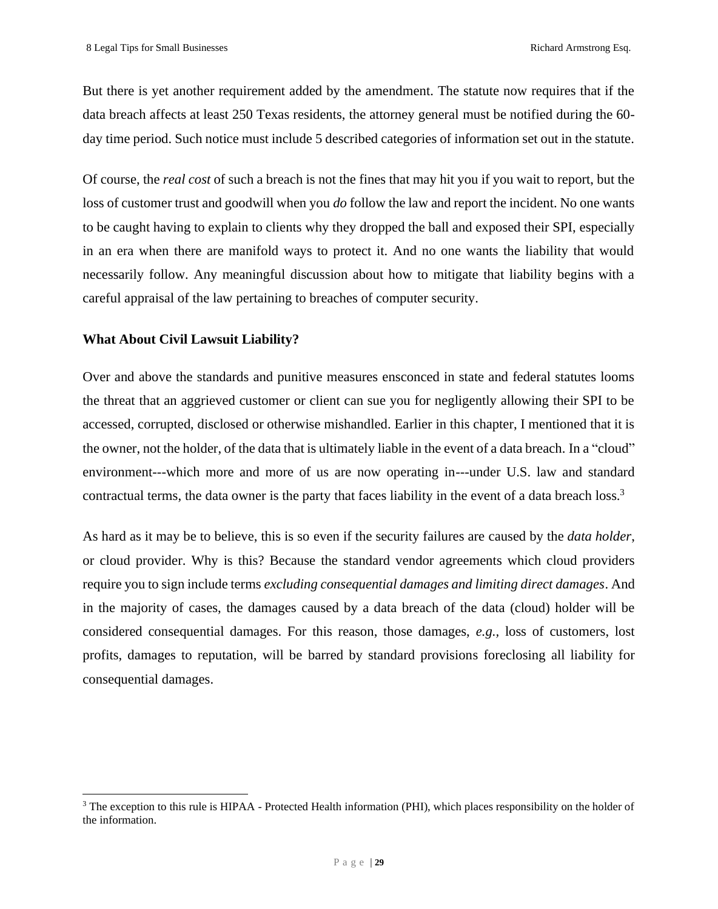But there is yet another requirement added by the amendment. The statute now requires that if the data breach affects at least 250 Texas residents, the attorney general must be notified during the 60-day time period. Such notice must include 5 described categories of information set out in the statute.

Of course, the *real cost* of such a breach is not the fines that may hit you if you wait to report, but the loss of customer trust and goodwill when you *do* follow the law and report the incident. No one wants to be caught having to explain to clients why they dropped the ball and exposed their SPI, especially in an era when there are manifold ways to protect it. And no one wants the liability that would necessarily follow. Any meaningful discussion about how to mitigate that liability begins with a careful appraisal of the law pertaining to breaches of computer security.

**What About Civil Lawsuit Liability?**

Over and above the standards and punitive measures ensconced in state and federal statutes looms the threat that an aggrieved customer or client can sue you for negligently allowing their SPI to be accessed, corrupted, disclosed or otherwise mishandled. Earlier in this chapter, I mentioned that it is the owner, not the holder, of the data that is ultimately liable in the event of a data breach. In a "cloud" environment---which more and more of us are now operating in---under U.S. law and standard contractual terms, the data owner is the party that faces liability in the event of a data breach loss.[3]

As hard as it may be to believe, this is so even if the security failures are caused by the *data holder*, or cloud provider. Why is this? Because the standard vendor agreements which cloud providers require you to sign include terms *excluding consequential damages and limiting direct damages*. And in the majority of cases, the damages caused by a data breach of the data (cloud) holder will be considered consequential damages. For this reason, those damages, *e.g.*, loss of customers, lost profits, damages to reputation, will be barred by standard provisions foreclosing all liability for consequential damages.

[3] The exception to this rule is HIPAA - Protected Health information (PHI), which places responsibility on the holder of the information.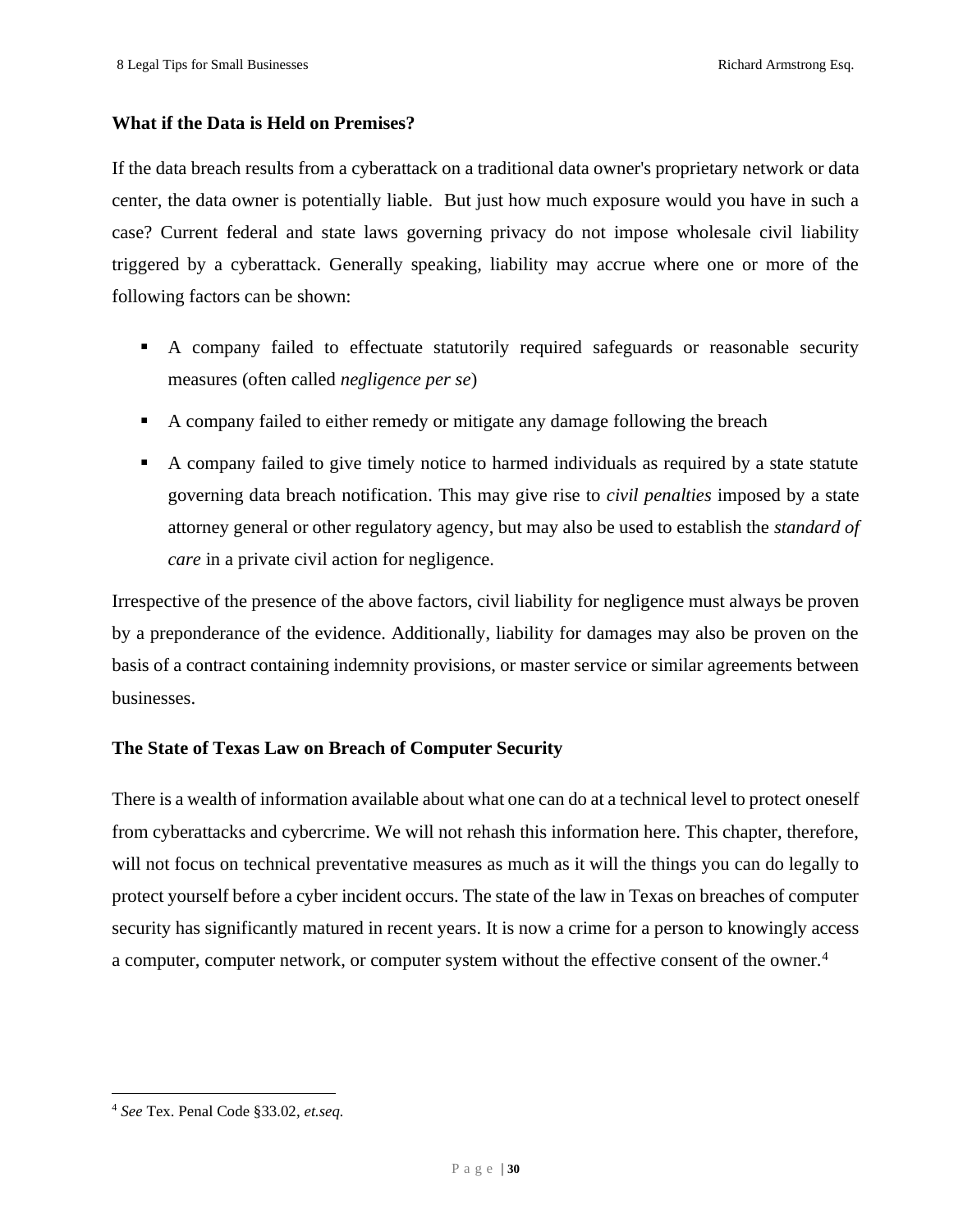### What if the Data is Held on Premises?

If the data breach results from a cyberattack on a traditional data owner's proprietary network or data center, the data owner is potentially liable. But just how much exposure would you have in such a case? Current federal and state laws governing privacy do not impose wholesale civil liability triggered by a cyberattack. Generally speaking, liability may accrue where one or more of the following factors can be shown:

- A company failed to effectuate statutorily required safeguards or reasonable security measures (often called *negligence per se*)
- A company failed to either remedy or mitigate any damage following the breach
- A company failed to give timely notice to harmed individuals as required by a state statute governing data breach notification. This may give rise to *civil penalties* imposed by a state attorney general or other regulatory agency, but may also be used to establish the *standard of care* in a private civil action for negligence.

Irrespective of the presence of the above factors, civil liability for negligence must always be proven by a preponderance of the evidence. Additionally, liability for damages may also be proven on the basis of a contract containing indemnity provisions, or master service or similar agreements between businesses.

### The State of Texas Law on Breach of Computer Security

There is a wealth of information available about what one can do at a technical level to protect oneself from cyberattacks and cybercrime. We will not rehash this information here. This chapter, therefore, will not focus on technical preventative measures as much as it will the things you can do legally to protect yourself before a cyber incident occurs. The state of the law in Texas on breaches of computer security has significantly matured in recent years. It is now a crime for a person to knowingly access a computer, computer network, or computer system without the effective consent of the owner.[4]

---

[4] *See* Tex. Penal Code §33.02, *et.seq.*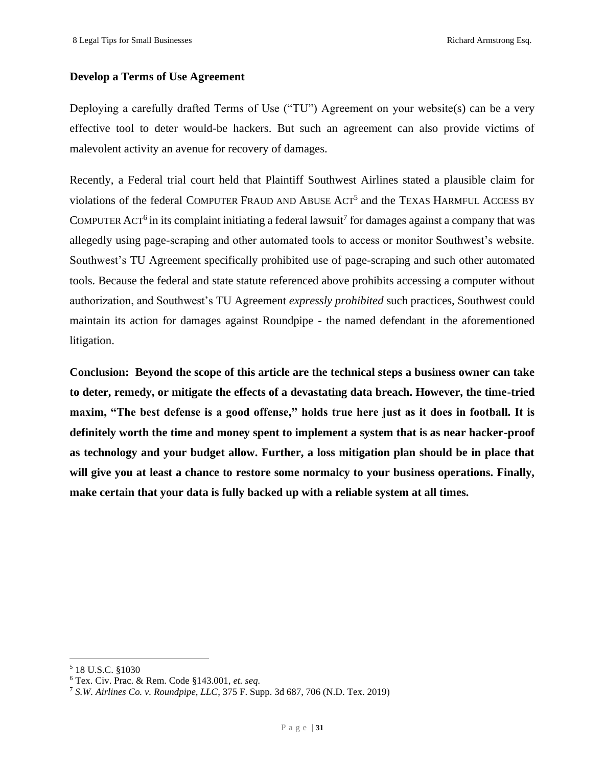### Develop a Terms of Use Agreement

Deploying a carefully drafted Terms of Use ("TU") Agreement on your website(s) can be a very effective tool to deter would-be hackers. But such an agreement can also provide victims of malevolent activity an avenue for recovery of damages.

Recently, a Federal trial court held that Plaintiff Southwest Airlines stated a plausible claim for violations of the federal COMPUTER FRAUD AND ABUSE ACT[5] and the TEXAS HARMFUL ACCESS BY COMPUTER ACT[6] in its complaint initiating a federal lawsuit[7] for damages against a company that was allegedly using page-scraping and other automated tools to access or monitor Southwest's website. Southwest's TU Agreement specifically prohibited use of page-scraping and such other automated tools. Because the federal and state statute referenced above prohibits accessing a computer without authorization, and Southwest's TU Agreement *expressly prohibited* such practices, Southwest could maintain its action for damages against Roundpipe - the named defendant in the aforementioned litigation.

**Conclusion: Beyond the scope of this article are the technical steps a business owner can take to deter, remedy, or mitigate the effects of a devastating data breach. However, the time-tried maxim, "The best defense is a good offense," holds true here just as it does in football. It is definitely worth the time and money spent to implement a system that is as near hacker-proof as technology and your budget allow. Further, a loss mitigation plan should be in place that will give you at least a chance to restore some normalcy to your business operations. Finally, make certain that your data is fully backed up with a reliable system at all times.**

---

[5] 18 U.S.C. §1030

[6] Tex. Civ. Prac. & Rem. Code §143.001, *et. seq.*

[7] *S.W. Airlines Co. v. Roundpipe, LLC*, 375 F. Supp. 3d 687, 706 (N.D. Tex. 2019)